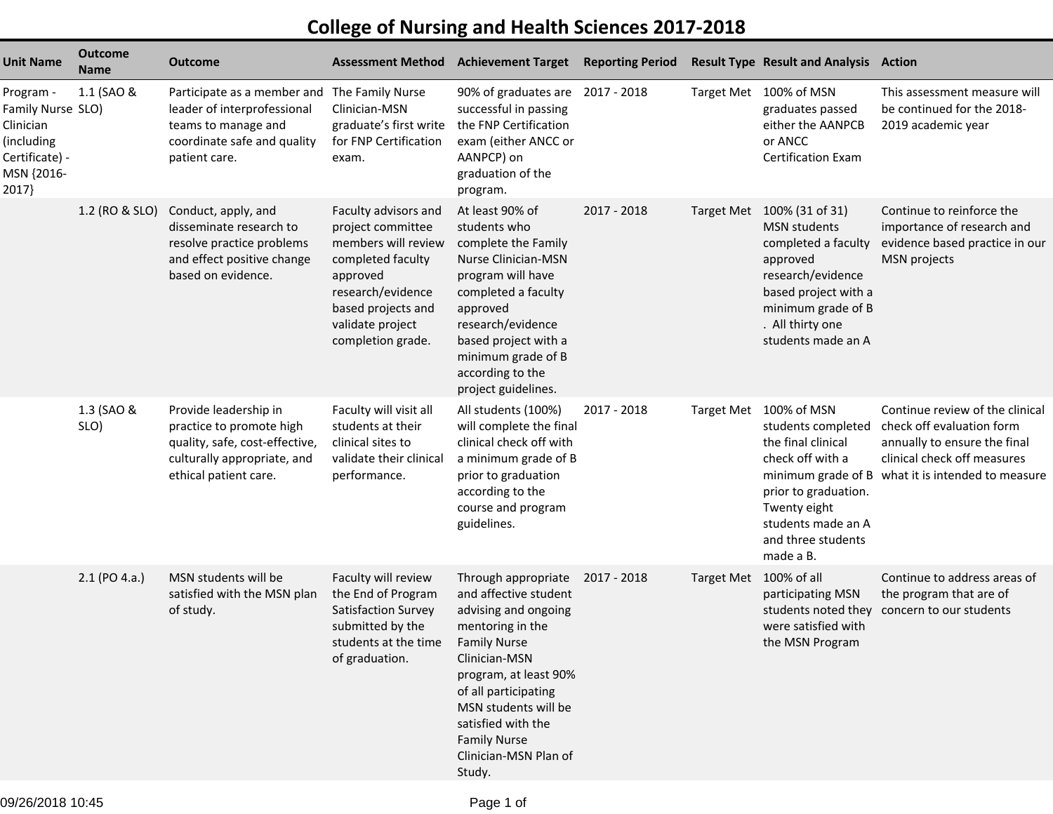# College of Nursing and Health Sciences 2017-2018

| Unit Name | Outcome Name | Outcome | Assessment Method | Achievement Target | Reporting Period | Result Type | Result and Analysis | Action |
|---|---|---|---|---|---|---|---|---|
| Program - Family Nurse Clinician (including Certificate) - MSN {2016-2017} | 1.1 (SAO & SLO) | Participate as a member and leader of interprofessional teams to manage and coordinate safe and quality patient care. | The Family Nurse Clinician-MSN graduate's first write for FNP Certification exam. | 90% of graduates are successful in passing the FNP Certification exam (either ANCC or AANPCP) on graduation of the program. | 2017 - 2018 | Target Met | 100% of MSN graduates passed either the AANPCB or ANCC Certification Exam | This assessment measure will be continued for the 2018-2019 academic year |
| | 1.2 (RO & SLO) | Conduct, apply, and disseminate research to resolve practice problems and effect positive change based on evidence. | Faculty advisors and project committee members will review completed faculty approved research/evidence based projects and validate project completion grade. | At least 90% of students who complete the Family Nurse Clinician-MSN program will have completed a faculty approved research/evidence based project with a minimum grade of B according to the project guidelines. | 2017 - 2018 | Target Met | 100% (31 of 31) MSN students completed a faculty approved research/evidence based project with a minimum grade of B . All thirty one students made an A | Continue to reinforce the importance of research and evidence based practice in our MSN projects |
| | 1.3 (SAO & SLO) | Provide leadership in practice to promote high quality, safe, cost-effective, culturally appropriate, and ethical patient care. | Faculty will visit all students at their clinical sites to validate their clinical performance. | All students (100%) will complete the final clinical check off with a minimum grade of B prior to graduation according to the course and program guidelines. | 2017 - 2018 | Target Met | 100% of MSN students completed the final clinical check off with a minimum grade of B prior to graduation. Twenty eight students made an A and three students made a B. | Continue review of the clinical check off evaluation form annually to ensure the final clinical check off measures what it is intended to measure |
| | 2.1 (PO 4.a.) | MSN students will be satisfied with the MSN plan of study. | Faculty will review the End of Program Satisfaction Survey submitted by the students at the time of graduation. | Through appropriate and affective student advising and ongoing mentoring in the Family Nurse Clinician-MSN program, at least 90% of all participating MSN students will be satisfied with the Family Nurse Clinician-MSN Plan of Study. | 2017 - 2018 | Target Met | 100% of all participating MSN students noted they were satisfied with the MSN Program | Continue to address areas of the program that are of concern to our students |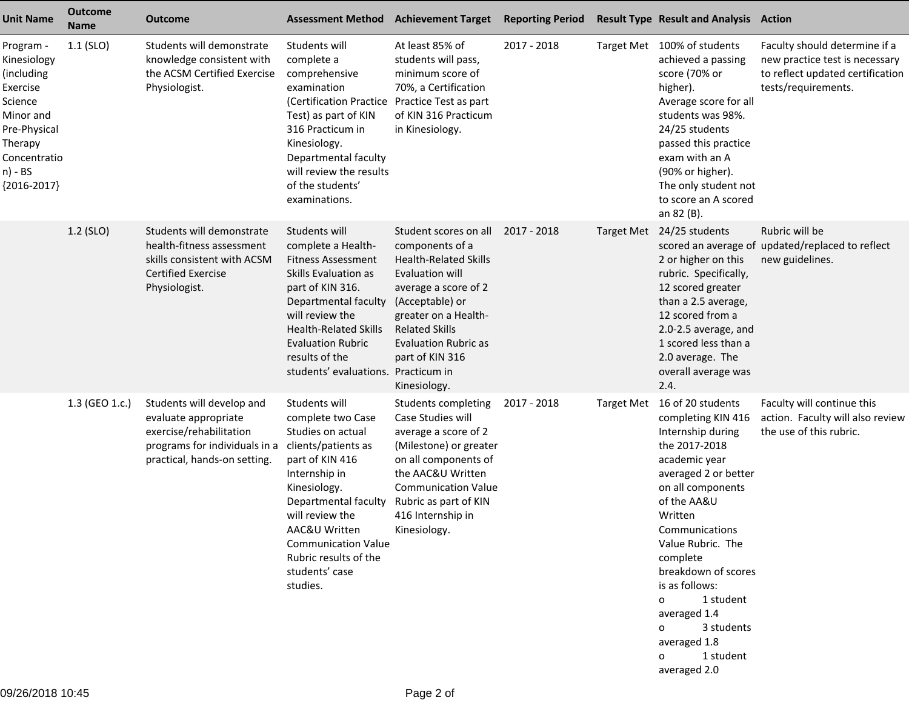| Unit Name | Outcome Name | Outcome | Assessment Method | Achievement Target | Reporting Period | Result Type | Result and Analysis | Action |
|---|---|---|---|---|---|---|---|---|
| Program - Kinesiology (including Exercise Science Minor and Pre-Physical Therapy Concentration) - BS {2016-2017} | 1.1 (SLO) | Students will demonstrate knowledge consistent with the ACSM Certified Exercise Physiologist. | Students will complete a comprehensive examination (Certification Practice Test) as part of KIN 316 Practicum in Kinesiology. Departmental faculty will review the results of the students' examinations. | At least 85% of students will pass, minimum score of 70%, a Certification Practice Test as part of KIN 316 Practicum in Kinesiology. | 2017 - 2018 | Target Met | 100% of students achieved a passing score (70% or higher). Average score for all students was 98%. 24/25 students passed this practice exam with an A (90% or higher). The only student not to score an A scored an 82 (B). | Faculty should determine if a new practice test is necessary to reflect updated certification tests/requirements. |
| | 1.2 (SLO) | Students will demonstrate health-fitness assessment skills consistent with ACSM Certified Exercise Physiologist. | Students will complete a Health-Fitness Assessment Skills Evaluation as part of KIN 316. Departmental faculty will review the Health-Related Skills Evaluation Rubric results of the students' evaluations. | Student scores on all components of a Health-Related Skills Evaluation will average a score of 2 (Acceptable) or greater on a Health-Related Skills Evaluation Rubric as part of KIN 316 Practicum in Kinesiology. | 2017 - 2018 | Target Met | 24/25 students scored an average of 2 or higher on this rubric. Specifically, 12 scored greater than a 2.5 average, 12 scored from a 2.0-2.5 average, and 1 scored less than a 2.0 average. The overall average was 2.4. | Rubric will be updated/replaced to reflect new guidelines. |
| | 1.3 (GEO 1.c.) | Students will develop and evaluate appropriate exercise/rehabilitation programs for individuals in a practical, hands-on setting. | Students will complete two Case Studies on actual clients/patients as part of KIN 416 Internship in Kinesiology. Departmental faculty will review the AAC&U Written Communication Value Rubric results of the students' case studies. | Students completing Case Studies will average a score of 2 (Milestone) or greater on all components of the AAC&U Written Communication Value Rubric as part of KIN 416 Internship in Kinesiology. | 2017 - 2018 | Target Met | 16 of 20 students completing KIN 416 Internship during the 2017-2018 academic year averaged 2 or better on all components of the AA&U Written Communications Value Rubric. The complete breakdown of scores is as follows:<br>o 1 student averaged 1.4<br>o 3 students averaged 1.8<br>o 1 student averaged 2.0 | Faculty will continue this action. Faculty will also review the use of this rubric. |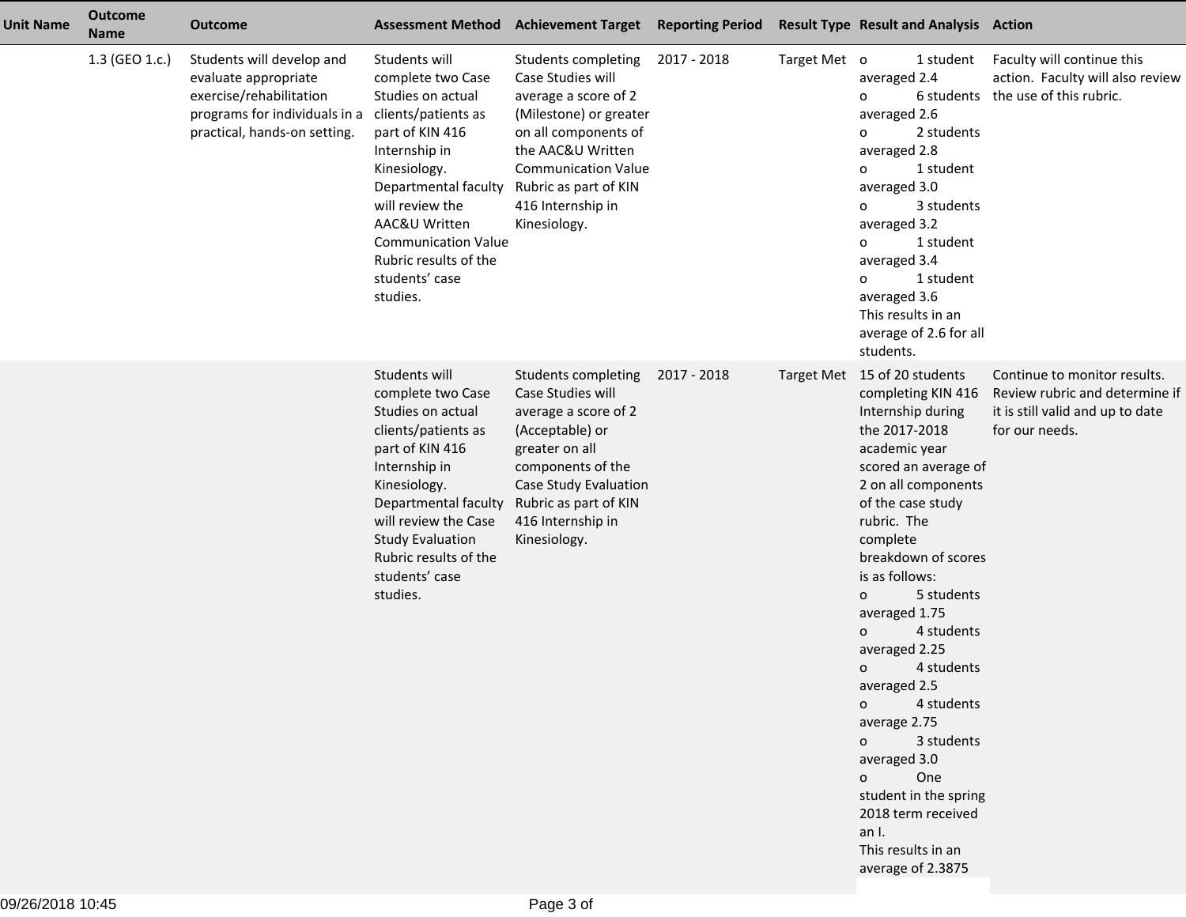| Unit Name | Outcome Name | Outcome | Assessment Method | Achievement Target | Reporting Period | Result Type | Result and Analysis | Action |
|---|---|---|---|---|---|---|---|---|
| | 1.3 (GEO 1.c.) | Students will develop and evaluate appropriate exercise/rehabilitation programs for individuals in a practical, hands-on setting. | Students will complete two Case Studies on actual clients/patients as part of KIN 416 Internship in Kinesiology. Departmental faculty will review the AAC&U Written Communication Value Rubric results of the students' case studies. | Students completing Case Studies will average a score of 2 (Milestone) or greater on all components of the AAC&U Written Communication Value Rubric as part of KIN 416 Internship in Kinesiology. | 2017 - 2018 | Target Met | o 1 student averaged 2.4<br>o 6 students averaged 2.6<br>o 2 students averaged 2.8<br>o 1 student averaged 3.0<br>o 3 students averaged 3.2<br>o 1 student averaged 3.4<br>o 1 student averaged 3.6<br>This results in an average of 2.6 for all students. | Faculty will continue this action. Faculty will also review the use of this rubric. |
| | | | Students will complete two Case Studies on actual clients/patients as part of KIN 416 Internship in Kinesiology. Departmental faculty will review the Case Study Evaluation Rubric results of the students' case studies. | Students completing Case Studies will average a score of 2 (Acceptable) or greater on all components of the Case Study Evaluation Rubric as part of KIN 416 Internship in Kinesiology. | 2017 - 2018 | Target Met | 15 of 20 students completing KIN 416 Internship during the 2017-2018 academic year scored an average of 2 on all components of the case study rubric. The complete breakdown of scores is as follows:<br>o 5 students averaged 1.75<br>o 4 students averaged 2.25<br>o 4 students averaged 2.5<br>o 4 students average 2.75<br>o 3 students averaged 3.0<br>o One student in the spring 2018 term received an I.<br>This results in an average of 2.3875 | Continue to monitor results. Review rubric and determine if it is still valid and up to date for our needs. |

09/26/2018 10:45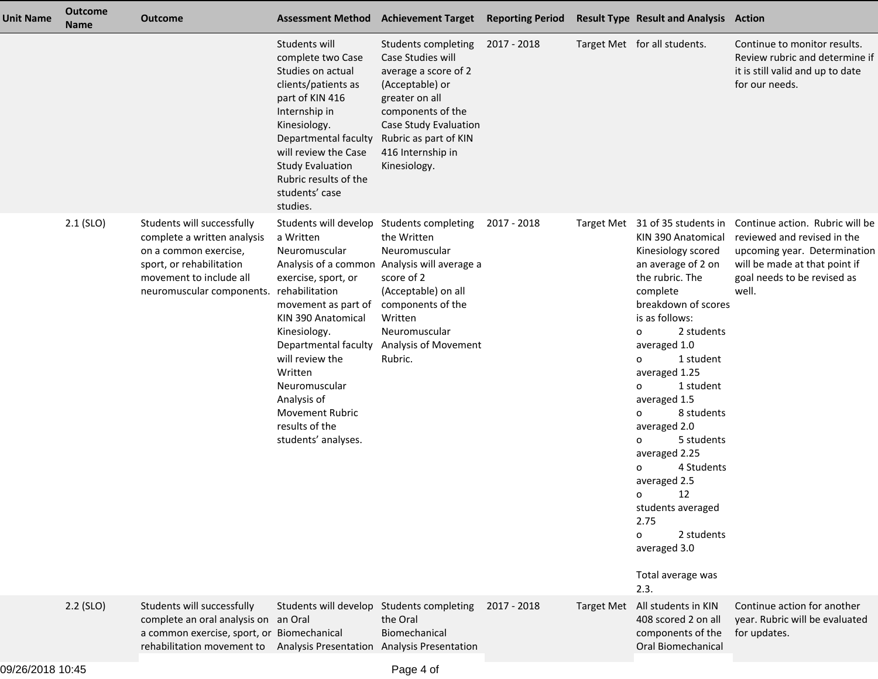| Unit Name | Outcome Name | Outcome | Assessment Method | Achievement Target | Reporting Period | Result Type | Result and Analysis | Action |
|---|---|---|---|---|---|---|---|---|
| | | | Students will complete two Case Studies on actual clients/patients as part of KIN 416 Internship in Kinesiology. Departmental faculty will review the Case Study Evaluation Rubric results of the students' case studies. | Students completing Case Studies will average a score of 2 (Acceptable) or greater on all components of the Case Study Evaluation Rubric as part of KIN 416 Internship in Kinesiology. | 2017 - 2018 | Target Met | for all students. | Continue to monitor results. Review rubric and determine if it is still valid and up to date for our needs. |
| | 2.1 (SLO) | Students will successfully complete a written analysis on a common exercise, sport, or rehabilitation movement to include all neuromuscular components. | Students will develop a Written Neuromuscular Analysis of a common exercise, sport, or rehabilitation movement as part of KIN 390 Anatomical Kinesiology. Departmental faculty will review the Written Neuromuscular Analysis of Movement Rubric results of the students' analyses. | Students completing the Written Neuromuscular Analysis will average a score of 2 (Acceptable) on all components of the Written Neuromuscular Analysis of Movement Rubric. | 2017 - 2018 | Target Met | 31 of 35 students in KIN 390 Anatomical Kinesiology scored an average of 2 on the rubric. The complete breakdown of scores is as follows:<br>o 2 students averaged 1.0<br>o 1 student averaged 1.25<br>o 1 student averaged 1.5<br>o 8 students averaged 2.0<br>o 5 students averaged 2.25<br>o 4 Students averaged 2.5<br>o 12 students averaged 2.75<br>o 2 students averaged 3.0<br><br>Total average was 2.3. | Continue action. Rubric will be reviewed and revised in the upcoming year. Determination will be made at that point if goal needs to be revised as well. |
| | 2.2 (SLO) | Students will successfully complete an oral analysis on a common exercise, sport, or rehabilitation movement to | Students will develop an Oral Biomechanical Analysis Presentation | Students completing the Oral Biomechanical Analysis Presentation | 2017 - 2018 | Target Met | All students in KIN 408 scored 2 on all components of the Oral Biomechanical | Continue action for another year. Rubric will be evaluated for updates. |

09/26/2018 10:45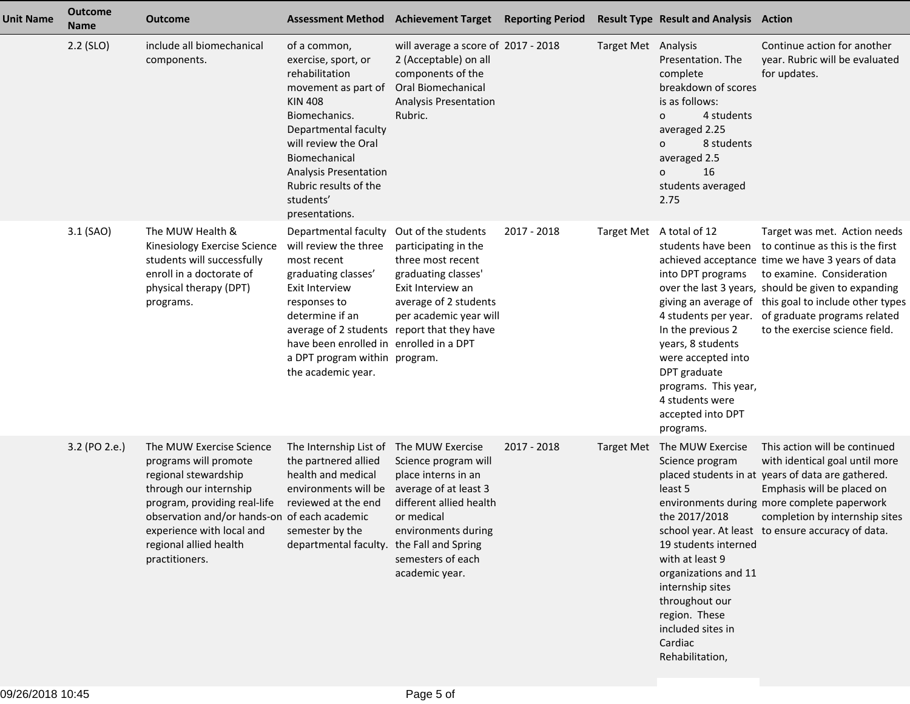| Unit Name | Outcome Name | Outcome | Assessment Method | Achievement Target | Reporting Period | Result Type | Result and Analysis | Action |
|---|---|---|---|---|---|---|---|---|
| | 2.2 (SLO) | include all biomechanical components. | of a common, exercise, sport, or rehabilitation movement as part of KIN 408 Biomechanics. Departmental faculty will review the Oral Biomechanical Analysis Presentation Rubric results of the students' presentations. | will average a score of 2 (Acceptable) on all components of the Oral Biomechanical Analysis Presentation Rubric. | 2017 - 2018 | Target Met | Analysis Presentation. The complete breakdown of scores is as follows: o 4 students averaged 2.25 o 8 students averaged 2.5 o 16 students averaged 2.75 | Continue action for another year. Rubric will be evaluated for updates. |
| | 3.1 (SAO) | The MUW Health & Kinesiology Exercise Science students will successfully enroll in a doctorate of physical therapy (DPT) programs. | Departmental faculty will review the three most recent graduating classes' Exit Interview responses to determine if an average of 2 students have been enrolled in a DPT program within the academic year. | Out of the students participating in the three most recent graduating classes' Exit Interview an average of 2 students per academic year will report that they have enrolled in a DPT program. | 2017 - 2018 | Target Met | A total of 12 students have been achieved acceptance into DPT programs over the last 3 years, giving an average of 4 students per year. In the previous 2 years, 8 students were accepted into DPT graduate programs. This year, 4 students were accepted into DPT programs. | Target was met. Action needs to continue as this is the first time we have 3 years of data to examine. Consideration should be given to expanding this goal to include other types of graduate programs related to the exercise science field. |
| | 3.2 (PO 2.e.) | The MUW Exercise Science programs will promote regional stewardship through our internship program, providing real-life observation and/or hands-on experience with local and regional allied health practitioners. | The Internship List of the partnered allied health and medical environments will be reviewed at the end of each academic semester by the departmental faculty. | The MUW Exercise Science program will place interns in an average of at least 3 different allied health or medical environments during the Fall and Spring semesters of each academic year. | 2017 - 2018 | Target Met | The MUW Exercise Science program placed students in at least 5 environments during the 2017/2018 school year. At least 19 students interned with at least 9 organizations and 11 internship sites throughout our region. These included sites in Cardiac Rehabilitation, | This action will be continued with identical goal until more years of data are gathered. Emphasis will be placed on more complete paperwork completion by internship sites to ensure accuracy of data. |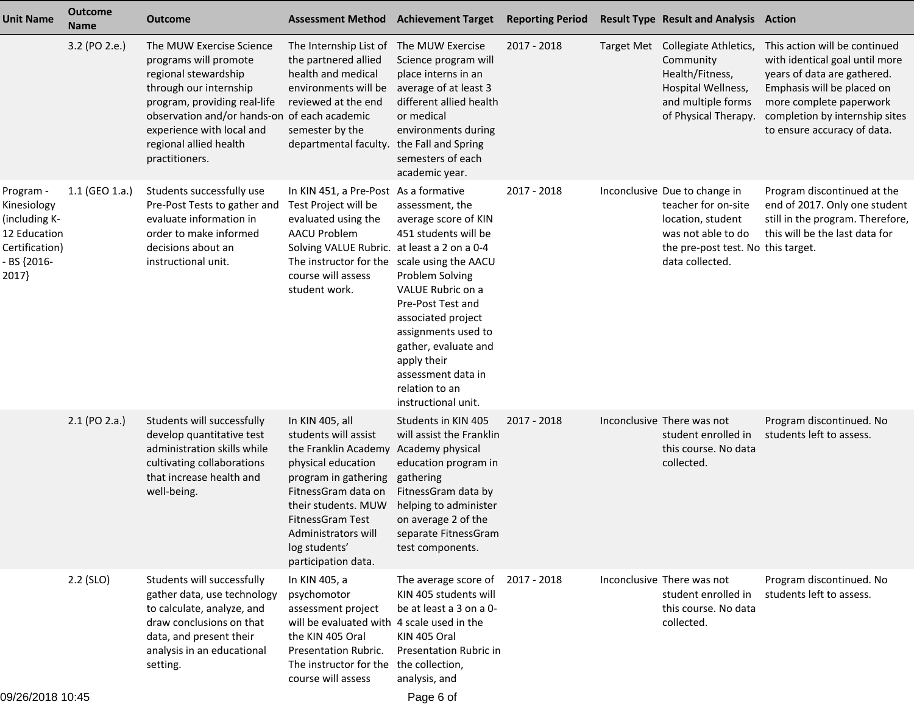| Unit Name | Outcome Name | Outcome | Assessment Method | Achievement Target | Reporting Period | Result Type | Result and Analysis | Action |
|---|---|---|---|---|---|---|---|---|
| | 3.2 (PO 2.e.) | The MUW Exercise Science programs will promote regional stewardship through our internship program, providing real-life observation and/or hands-on experience with local and regional allied health practitioners. | The Internship List of the partnered allied health and medical environments will be reviewed at the end of each academic semester by the departmental faculty. | The MUW Exercise Science program will place interns in an average of at least 3 different allied health or medical environments during the Fall and Spring semesters of each academic year. | 2017 - 2018 | Target Met | Collegiate Athletics, Community Health/Fitness, Hospital Wellness, and multiple forms of Physical Therapy. | This action will be continued with identical goal until more years of data are gathered. Emphasis will be placed on more complete paperwork completion by internship sites to ensure accuracy of data. |
| Program - Kinesiology (including K-12 Education Certification) - BS {2016-2017} | 1.1 (GEO 1.a.) | Students successfully use Pre-Post Tests to gather and evaluate information in order to make informed decisions about an instructional unit. | In KIN 451, a Pre-Post Test Project will be evaluated using the AACU Problem Solving VALUE Rubric. The instructor for the course will assess student work. | As a formative assessment, the average score of KIN 451 students will be at least a 2 on a 0-4 scale using the AACU Problem Solving VALUE Rubric on a Pre-Post Test and associated project assignments used to gather, evaluate and apply their assessment data in relation to an instructional unit. | 2017 - 2018 | Inconclusive | Due to change in teacher for on-site location, student was not able to do the pre-post test. No data collected. | Program discontinued at the end of 2017. Only one student still in the program. Therefore, this will be the last data for this target. |
| | 2.1 (PO 2.a.) | Students will successfully develop quantitative test administration skills while cultivating collaborations that increase health and well-being. | In KIN 405, all students will assist the Franklin Academy physical education program in gathering FitnessGram data on their students. MUW FitnessGram Test Administrators will log students' participation data. | Students in KIN 405 will assist the Franklin Academy physical education program in gathering FitnessGram data by helping to administer on average 2 of the separate FitnessGram test components. | 2017 - 2018 | Inconclusive | There was not student enrolled in this course. No data collected. | Program discontinued. No students left to assess. |
| | 2.2 (SLO) | Students will successfully gather data, use technology to calculate, analyze, and draw conclusions on that data, and present their analysis in an educational setting. | In KIN 405, a psychomotor assessment project will be evaluated with the KIN 405 Oral Presentation Rubric. The instructor for the course will assess | The average score of KIN 405 students will be at least a 3 on a 0-4 scale used in the KIN 405 Oral Presentation Rubric in the collection, analysis, and | 2017 - 2018 | Inconclusive | There was not student enrolled in this course. No data collected. | Program discontinued. No students left to assess. |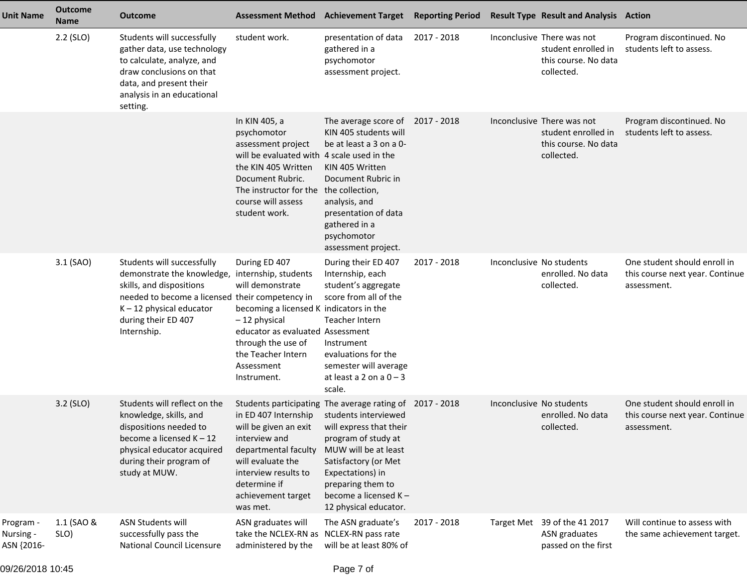| Unit Name | Outcome Name | Outcome | Assessment Method | Achievement Target | Reporting Period | Result Type | Result and Analysis | Action |
|---|---|---|---|---|---|---|---|---|
| | 2.2 (SLO) | Students will successfully gather data, use technology to calculate, analyze, and draw conclusions on that data, and present their analysis in an educational setting. | student work. | presentation of data gathered in a psychomotor assessment project. | 2017 - 2018 | Inconclusive | There was not student enrolled in this course. No data collected. | Program discontinued. No students left to assess. |
| | | | In KIN 405, a psychomotor assessment project will be evaluated with the KIN 405 Written Document Rubric. The instructor for the course will assess student work. | The average score of KIN 405 students will be at least a 3 on a 0-4 scale used in the KIN 405 Written Document Rubric in the collection, analysis, and presentation of data gathered in a psychomotor assessment project. | 2017 - 2018 | Inconclusive | There was not student enrolled in this course. No data collected. | Program discontinued. No students left to assess. |
| | 3.1 (SAO) | Students will successfully demonstrate the knowledge, skills, and dispositions needed to become a licensed K – 12 physical educator during their ED 407 Internship. | During ED 407 internship, students will demonstrate their competency in becoming a licensed K – 12 physical educator as evaluated through the use of the Teacher Intern Assessment Instrument. | During their ED 407 Internship, each student's aggregate score from all of the indicators in the Teacher Intern Assessment Instrument evaluations for the semester will average at least a 2 on a 0 – 3 scale. | 2017 - 2018 | Inconclusive | No students enrolled. No data collected. | One student should enroll in this course next year. Continue assessment. |
| | 3.2 (SLO) | Students will reflect on the knowledge, skills, and dispositions needed to become a licensed K – 12 physical educator acquired during their program of study at MUW. | Students participating in ED 407 Internship will be given an exit interview and departmental faculty will evaluate the interview results to determine if achievement target was met. | The average rating of students interviewed will express that their program of study at MUW will be at least Satisfactory (or Met Expectations) in preparing them to become a licensed K – 12 physical educator. | 2017 - 2018 | Inconclusive | No students enrolled. No data collected. | One student should enroll in this course next year. Continue assessment. |
| Program - Nursing - ASN {2016- | 1.1 (SAO & SLO) | ASN Students will successfully pass the National Council Licensure | ASN graduates will take the NCLEX-RN as administered by the | The ASN graduate's NCLEX-RN pass rate will be at least 80% of | 2017 - 2018 | Target Met | 39 of the 41 2017 ASN graduates passed on the first | Will continue to assess with the same achievement target. |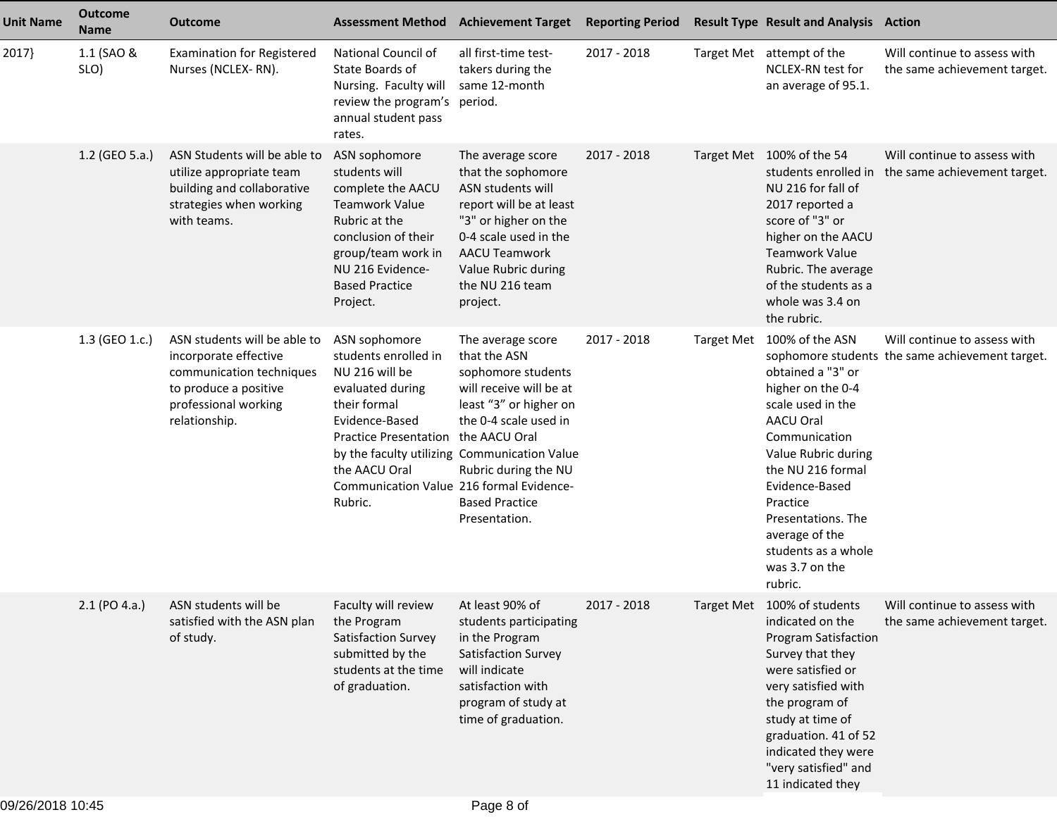| Unit Name | Outcome Name | Outcome | Assessment Method | Achievement Target | Reporting Period | Result Type | Result and Analysis | Action |
|---|---|---|---|---|---|---|---|---|
| 2017} | 1.1 (SAO & SLO) | Examination for Registered Nurses (NCLEX- RN). | National Council of State Boards of Nursing. Faculty will review the program's annual student pass rates. | all first-time test-takers during the same 12-month period. | 2017 - 2018 | Target Met | attempt of the NCLEX-RN test for an average of 95.1. | Will continue to assess with the same achievement target. |
| | 1.2 (GEO 5.a.) | ASN Students will be able to utilize appropriate team building and collaborative strategies when working with teams. | ASN sophomore students will complete the AACU Teamwork Value Rubric at the conclusion of their group/team work in NU 216 Evidence-Based Practice Project. | The average score that the sophomore ASN students will report will be at least "3" or higher on the 0-4 scale used in the AACU Teamwork Value Rubric during the NU 216 team project. | 2017 - 2018 | Target Met | 100% of the 54 students enrolled in NU 216 for fall of 2017 reported a score of "3" or higher on the AACU Teamwork Value Rubric. The average of the students as a whole was 3.4 on the rubric. | Will continue to assess with the same achievement target. |
| | 1.3 (GEO 1.c.) | ASN students will be able to incorporate effective communication techniques to produce a positive professional working relationship. | ASN sophomore students enrolled in NU 216 will be evaluated during their formal Evidence-Based Practice Presentation by the faculty utilizing the AACU Oral Communication Value Rubric. | The average score that the ASN sophomore students will receive will be at least "3" or higher on the 0-4 scale used in the AACU Oral Communication Value Rubric during the NU 216 formal Evidence-Based Practice Presentation. | 2017 - 2018 | Target Met | 100% of the ASN sophomore students obtained a "3" or higher on the 0-4 scale used in the AACU Oral Communication Value Rubric during the NU 216 formal Evidence-Based Practice Presentations. The average of the students as a whole was 3.7 on the rubric. | Will continue to assess with the same achievement target. |
| | 2.1 (PO 4.a.) | ASN students will be satisfied with the ASN plan of study. | Faculty will review the Program Satisfaction Survey submitted by the students at the time of graduation. | At least 90% of students participating in the Program Satisfaction Survey will indicate satisfaction with program of study at time of graduation. | 2017 - 2018 | Target Met | 100% of students indicated on the Program Satisfaction Survey that they were satisfied or very satisfied with the program of study at time of graduation. 41 of 52 indicated they were "very satisfied" and 11 indicated they | Will continue to assess with the same achievement target. |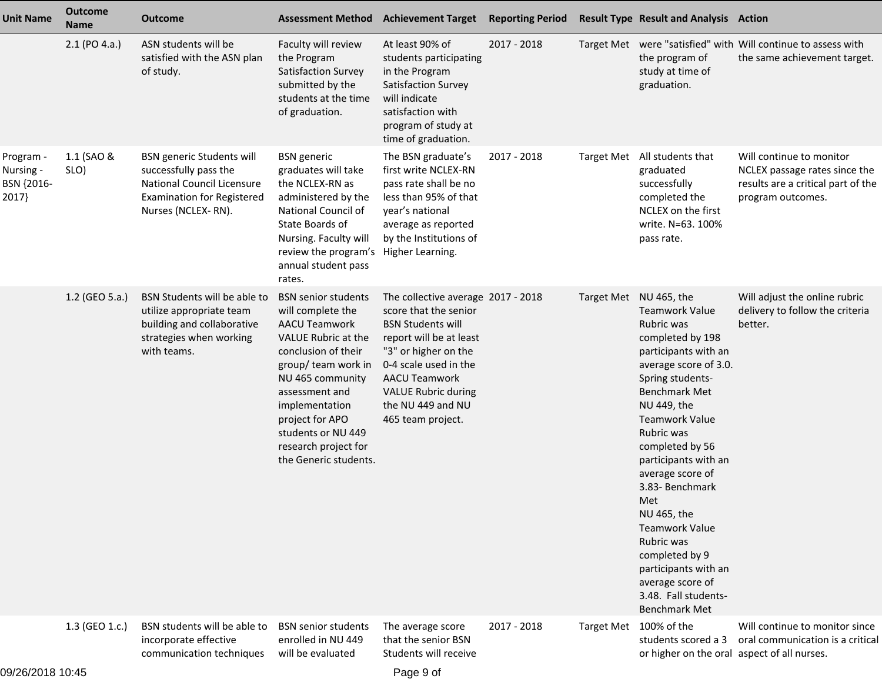| Unit Name | Outcome Name | Outcome | Assessment Method | Achievement Target | Reporting Period | Result Type | Result and Analysis | Action |
|---|---|---|---|---|---|---|---|---|
| | 2.1 (PO 4.a.) | ASN students will be satisfied with the ASN plan of study. | Faculty will review the Program Satisfaction Survey submitted by the students at the time of graduation. | At least 90% of students participating in the Program Satisfaction Survey will indicate satisfaction with program of study at time of graduation. | 2017 - 2018 | Target Met | were "satisfied" with the program of study at time of graduation. | Will continue to assess with the same achievement target. |
| Program - Nursing - BSN {2016-2017} | 1.1 (SAO & SLO) | BSN generic Students will successfully pass the National Council Licensure Examination for Registered Nurses (NCLEX- RN). | BSN generic graduates will take the NCLEX-RN as administered by the National Council of State Boards of Nursing. Faculty will review the program's annual student pass rates. | The BSN graduate's first write NCLEX-RN pass rate shall be no less than 95% of that year's national average as reported by the Institutions of Higher Learning. | 2017 - 2018 | Target Met | All students that graduated successfully completed the NCLEX on the first write. N=63. 100% pass rate. | Will continue to monitor NCLEX passage rates since the results are a critical part of the program outcomes. |
| | 1.2 (GEO 5.a.) | BSN Students will be able to utilize appropriate team building and collaborative strategies when working with teams. | BSN senior students will complete the AACU Teamwork VALUE Rubric at the conclusion of their group/ team work in NU 465 community assessment and implementation project for APO students or NU 449 research project for the Generic students. | The collective average score that the senior BSN Students will report will be at least "3" or higher on the 0-4 scale used in the AACU Teamwork VALUE Rubric during the NU 449 and NU 465 team project. | 2017 - 2018 | Target Met | NU 465, the Teamwork Value Rubric was completed by 198 participants with an average score of 3.0. Spring students- Benchmark Met<br>NU 449, the Teamwork Value Rubric was completed by 56 participants with an average score of 3.83- Benchmark Met<br>NU 465, the Teamwork Value Rubric was completed by 9 participants with an average score of 3.48. Fall students- Benchmark Met | Will adjust the online rubric delivery to follow the criteria better. |
| | 1.3 (GEO 1.c.) | BSN students will be able to incorporate effective communication techniques | BSN senior students enrolled in NU 449 will be evaluated | The average score that the senior BSN Students will receive | 2017 - 2018 | Target Met | 100% of the students scored a 3 or higher on the oral | Will continue to monitor since oral communication is a critical aspect of all nurses. |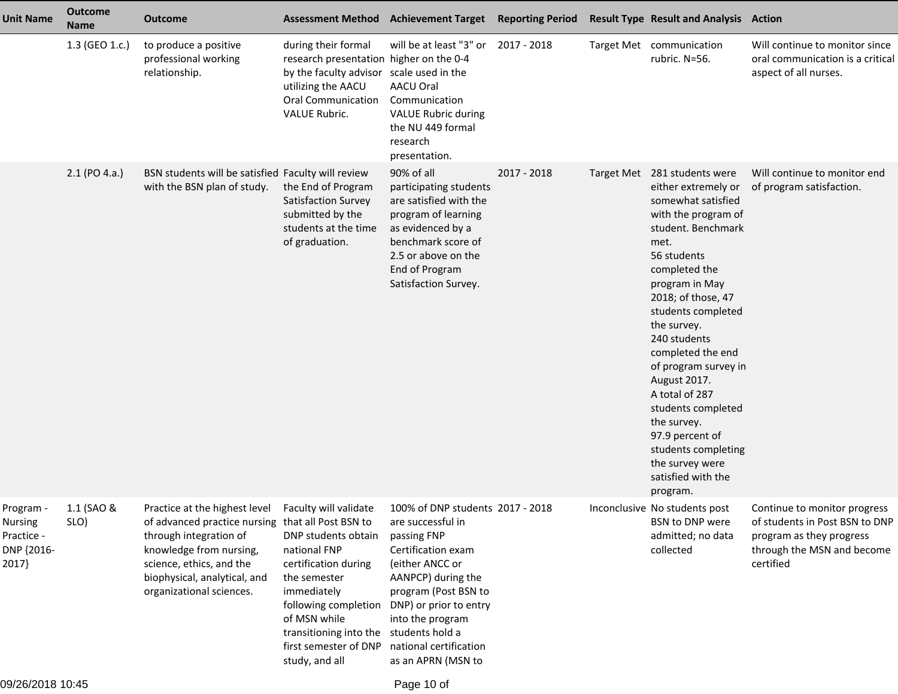| Unit Name | Outcome Name | Outcome | Assessment Method | Achievement Target | Reporting Period | Result Type | Result and Analysis | Action |
|---|---|---|---|---|---|---|---|---|
| | 1.3 (GEO 1.c.) | to produce a positive professional working relationship. | during their formal research presentation by the faculty advisor utilizing the AACU Oral Communication VALUE Rubric. | will be at least "3" or higher on the 0-4 scale used in the AACU Oral Communication VALUE Rubric during the NU 449 formal research presentation. | 2017 - 2018 | Target Met | communication rubric. N=56. | Will continue to monitor since oral communication is a critical aspect of all nurses. |
| | 2.1 (PO 4.a.) | BSN students will be satisfied with the BSN plan of study. | Faculty will review the End of Program Satisfaction Survey submitted by the students at the time of graduation. | 90% of all participating students are satisfied with the program of learning as evidenced by a benchmark score of 2.5 or above on the End of Program Satisfaction Survey. | 2017 - 2018 | Target Met | 281 students were either extremely or somewhat satisfied with the program of student. Benchmark met.<br>56 students completed the program in May 2018; of those, 47 students completed the survey.<br>240 students completed the end of program survey in August 2017.<br>A total of 287 students completed the survey.<br>97.9 percent of students completing the survey were satisfied with the program. | Will continue to monitor end of program satisfaction. |
| Program - Nursing Practice - DNP {2016-2017} | 1.1 (SAO & SLO) | Practice at the highest level of advanced practice nursing through integration of knowledge from nursing, science, ethics, and the biophysical, analytical, and organizational sciences. | Faculty will validate that all Post BSN to DNP students obtain national FNP certification during the semester immediately following completion of MSN while transitioning into the first semester of DNP study, and all | 100% of DNP students are successful in passing FNP Certification exam (either ANCC or AANPCP) during the program (Post BSN to DNP) or prior to entry into the program students hold a national certification as an APRN (MSN to | 2017 - 2018 | Inconclusive | No students post BSN to DNP were admitted; no data collected | Continue to monitor progress of students in Post BSN to DNP program as they progress through the MSN and become certified |

09/26/2018 10:45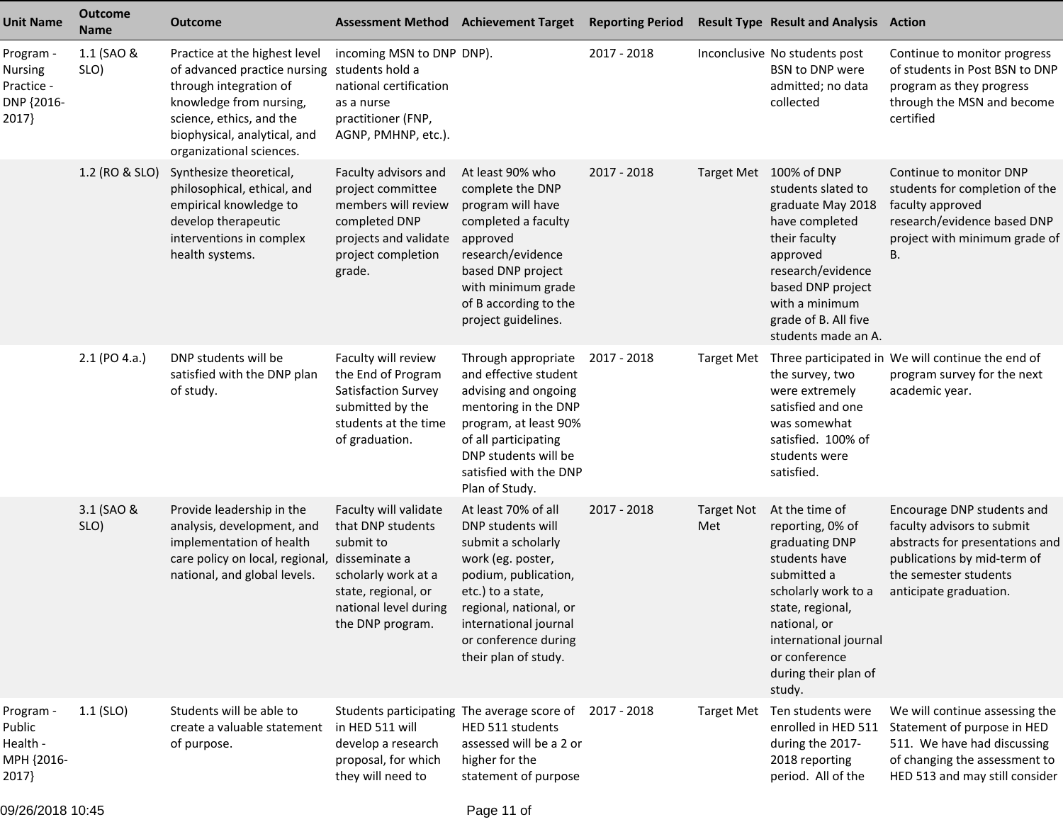| Unit Name | Outcome Name | Outcome | Assessment Method | Achievement Target | Reporting Period | Result Type | Result and Analysis | Action |
|---|---|---|---|---|---|---|---|---|
| Program - Nursing Practice - DNP {2016-2017} | 1.1 (SAO & SLO) | Practice at the highest level of advanced practice nursing through integration of knowledge from nursing, science, ethics, and the biophysical, analytical, and organizational sciences. | incoming MSN to DNP students hold a national certification as a nurse practitioner (FNP, AGNP, PMHNP, etc.). | DNP). | 2017 - 2018 | Inconclusive | No students post BSN to DNP were admitted; no data collected | Continue to monitor progress of students in Post BSN to DNP program as they progress through the MSN and become certified |
| | 1.2 (RO & SLO) | Synthesize theoretical, philosophical, ethical, and empirical knowledge to develop therapeutic interventions in complex health systems. | Faculty advisors and project committee members will review completed DNP projects and validate project completion grade. | At least 90% who complete the DNP program will have completed a faculty approved research/evidence based DNP project with minimum grade of B according to the project guidelines. | 2017 - 2018 | Target Met | 100% of DNP students slated to graduate May 2018 have completed their faculty approved research/evidence based DNP project with a minimum grade of B. All five students made an A. | Continue to monitor DNP students for completion of the faculty approved research/evidence based DNP project with minimum grade of B. |
| | 2.1 (PO 4.a.) | DNP students will be satisfied with the DNP plan of study. | Faculty will review the End of Program Satisfaction Survey submitted by the students at the time of graduation. | Through appropriate and effective student advising and ongoing mentoring in the DNP program, at least 90% of all participating DNP students will be satisfied with the DNP Plan of Study. | 2017 - 2018 | Target Met | Three participated in the survey, two were extremely satisfied and one was somewhat satisfied. 100% of students were satisfied. | We will continue the end of program survey for the next academic year. |
| | 3.1 (SAO & SLO) | Provide leadership in the analysis, development, and implementation of health care policy on local, regional, national, and global levels. | Faculty will validate that DNP students submit to disseminate a scholarly work at a state, regional, or national level during the DNP program. | At least 70% of all DNP students will submit a scholarly work (eg. poster, podium, publication, etc.) to a state, regional, national, or international journal or conference during their plan of study. | 2017 - 2018 | Target Not Met | At the time of reporting, 0% of graduating DNP students have submitted a scholarly work to a state, regional, national, or international journal or conference during their plan of study. | Encourage DNP students and faculty advisors to submit abstracts for presentations and publications by mid-term of the semester students anticipate graduation. |
| Program - Public Health - MPH {2016-2017} | 1.1 (SLO) | Students will be able to create a valuable statement of purpose. | Students participating in HED 511 will develop a research proposal, for which they will need to | The average score of HED 511 students assessed will be a 2 or higher for the statement of purpose | 2017 - 2018 | Target Met | Ten students were enrolled in HED 511 during the 2017-2018 reporting period. All of the | We will continue assessing the Statement of purpose in HED 511. We have had discussing of changing the assessment to HED 513 and may still consider |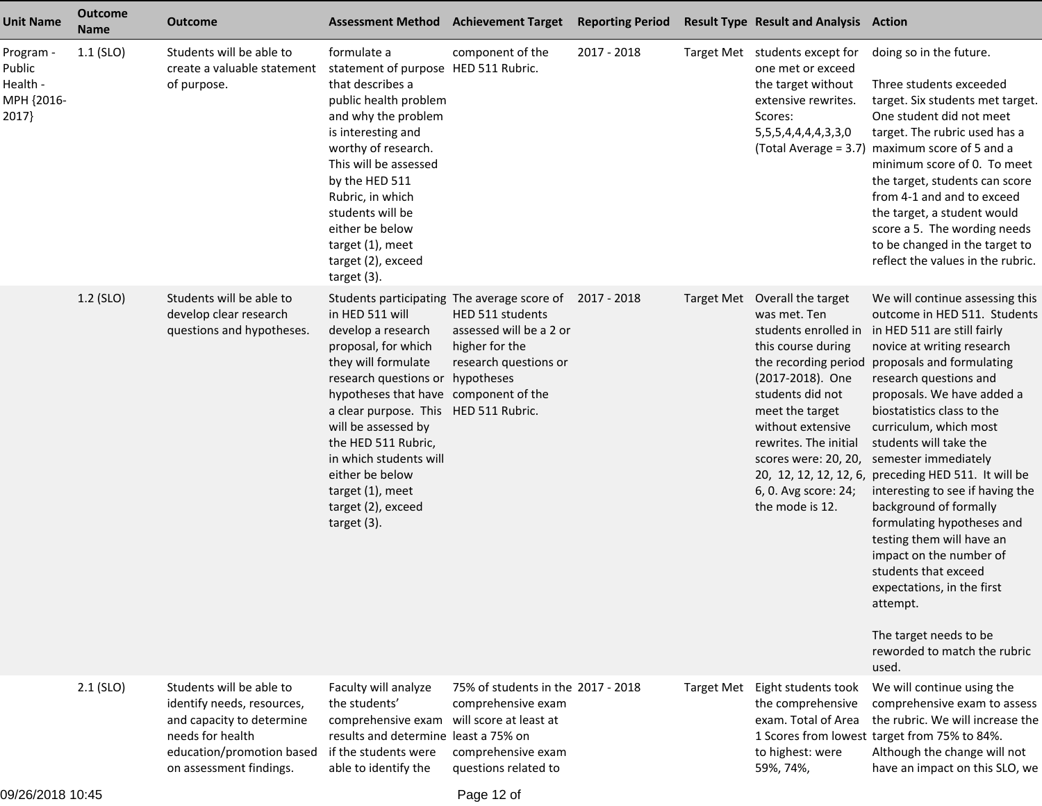| Unit Name | Outcome Name | Outcome | Assessment Method | Achievement Target | Reporting Period | Result Type | Result and Analysis | Action |
| --- | --- | --- | --- | --- | --- | --- | --- | --- |
| Program - Public Health - MPH {2016-2017} | 1.1 (SLO) | Students will be able to create a valuable statement of purpose. | formulate a statement of purpose that describes a public health problem and why the problem is interesting and worthy of research. This will be assessed by the HED 511 Rubric, in which students will be either be below target (1), meet target (2), exceed target (3). | component of the HED 511 Rubric. | 2017 - 2018 | Target Met | students except for one met or exceed the target without extensive rewrites. Scores: 5,5,5,4,4,4,4,3,3,0 (Total Average = 3.7) | doing so in the future.<br><br>Three students exceeded target. Six students met target. One student did not meet target. The rubric used has a maximum score of 5 and a minimum score of 0. To meet the target, students can score from 4-1 and and to exceed the target, a student would score a 5. The wording needs to be changed in the target to reflect the values in the rubric. |
| | 1.2 (SLO) | Students will be able to develop clear research questions and hypotheses. | Students participating in HED 511 will develop a research proposal, for which they will formulate research questions or hypotheses that have a clear purpose. This will be assessed by the HED 511 Rubric, in which students will either be below target (1), meet target (2), exceed target (3). | The average score of HED 511 students assessed will be a 2 or higher for the research questions or hypotheses component of the HED 511 Rubric. | 2017 - 2018 | Target Met | Overall the target was met. Ten students enrolled in this course during the recording period (2017-2018). One students did not meet the target without extensive rewrites. The initial scores were: 20, 20, 20, 12, 12, 12, 12, 6, 6, 0. Avg score: 24; the mode is 12. | We will continue assessing this outcome in HED 511. Students in HED 511 are still fairly novice at writing research proposals and formulating research questions and proposals. We have added a biostatistics class to the curriculum, which most students will take the semester immediately preceding HED 511. It will be interesting to see if having the background of formally formulating hypotheses and testing them will have an impact on the number of students that exceed expectations, in the first attempt.<br><br>The target needs to be reworded to match the rubric used. |
| | 2.1 (SLO) | Students will be able to identify needs, resources, and capacity to determine needs for health education/promotion based on assessment findings. | Faculty will analyze the students' comprehensive exam results and determine if the students were able to identify the | 75% of students in the comprehensive exam will score at least at least a 75% on comprehensive exam questions related to | 2017 - 2018 | Target Met | Eight students took the comprehensive exam. Total of Area 1 Scores from lowest to highest: were 59%, 74%, | We will continue using the comprehensive exam to assess the rubric. We will increase the target from 75% to 84%. Although the change will not have an impact on this SLO, we |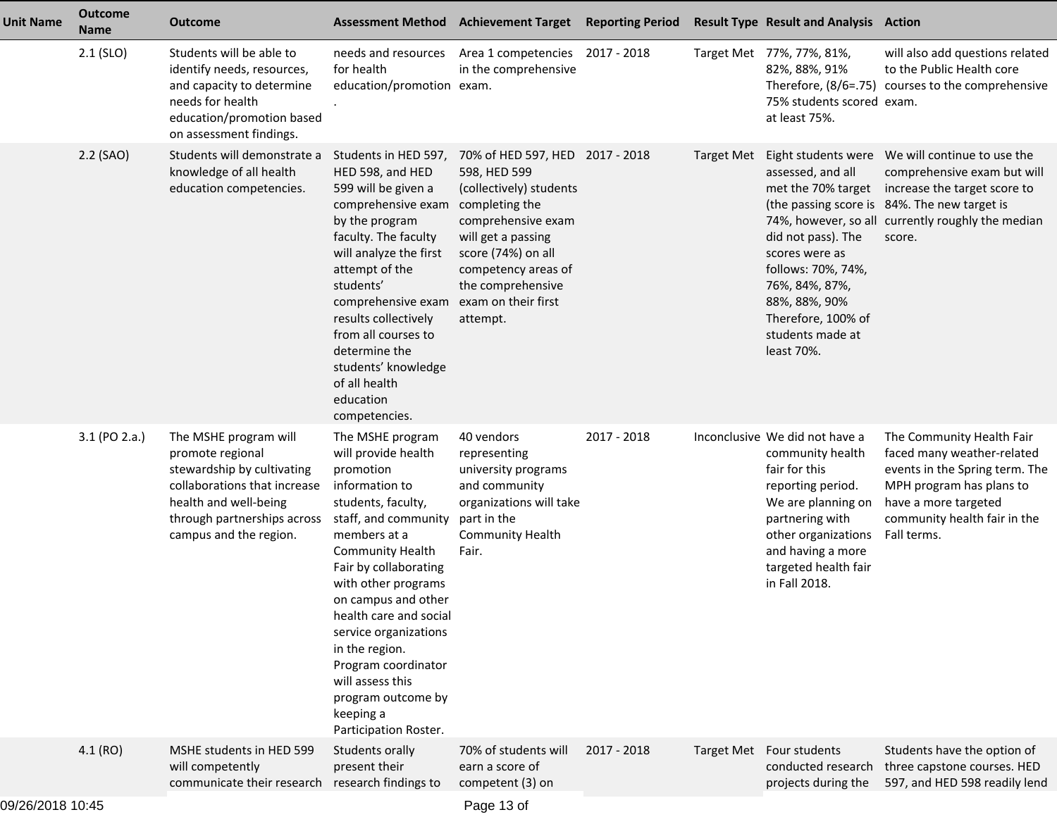| Unit Name | Outcome Name | Outcome | Assessment Method | Achievement Target | Reporting Period | Result Type | Result and Analysis | Action |
|---|---|---|---|---|---|---|---|---|
| | 2.1 (SLO) | Students will be able to identify needs, resources, and capacity to determine needs for health education/promotion based on assessment findings. | needs and resources for health education/promotion . | Area 1 competencies in the comprehensive exam. | 2017 - 2018 | Target Met | 77%, 77%, 81%, 82%, 88%, 91% Therefore, (8/6=.75) 75% students scored at least 75%. | will also add questions related to the Public Health core courses to the comprehensive exam. |
| | 2.2 (SAO) | Students will demonstrate a knowledge of all health education competencies. | Students in HED 597, HED 598, and HED 599 will be given a comprehensive exam by the program faculty. The faculty will analyze the first attempt of the students' comprehensive exam results collectively from all courses to determine the students' knowledge of all health education competencies. | 70% of HED 597, HED 598, HED 599 (collectively) students completing the comprehensive exam will get a passing score (74%) on all competency areas of the comprehensive exam on their first attempt. | 2017 - 2018 | Target Met | Eight students were assessed, and all met the 70% target (the passing score is 74%, however, so all did not pass). The scores were as follows: 70%, 74%, 76%, 84%, 87%, 88%, 88%, 90% Therefore, 100% of students made at least 70%. | We will continue to use the comprehensive exam but will increase the target score to 84%. The new target is currently roughly the median score. |
| | 3.1 (PO 2.a.) | The MSHE program will promote regional stewardship by cultivating collaborations that increase health and well-being through partnerships across campus and the region. | The MSHE program will provide health promotion information to students, faculty, staff, and community members at a Community Health Fair by collaborating with other programs on campus and other health care and social service organizations in the region. Program coordinator will assess this program outcome by keeping a Participation Roster. | 40 vendors representing university programs and community organizations will take part in the Community Health Fair. | 2017 - 2018 | Inconclusive | We did not have a community health fair for this reporting period. We are planning on partnering with other organizations and having a more targeted health fair in Fall 2018. | The Community Health Fair faced many weather-related events in the Spring term. The MPH program has plans to have a more targeted community health fair in the Fall terms. |
| | 4.1 (RO) | MSHE students in HED 599 will competently communicate their research | Students orally present their research findings to | 70% of students will earn a score of competent (3) on | 2017 - 2018 | Target Met | Four students conducted research projects during the | Students have the option of three capstone courses. HED 597, and HED 598 readily lend |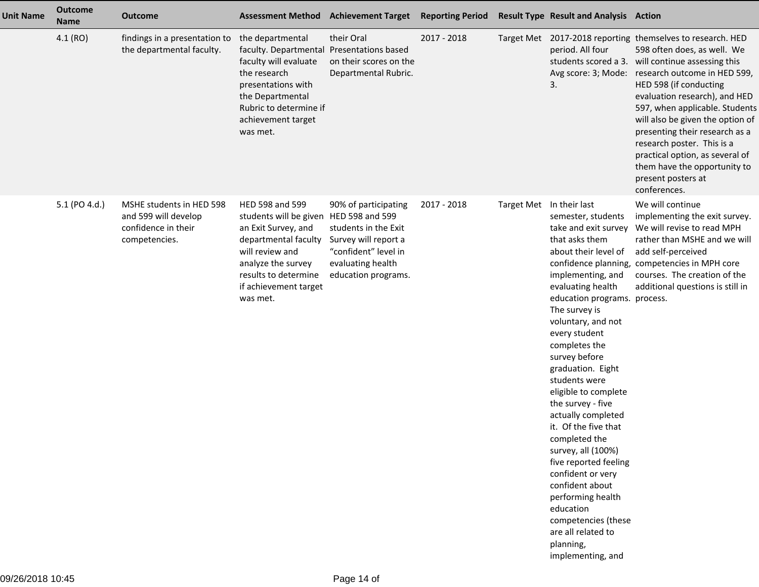| Unit Name | Outcome Name | Outcome | Assessment Method | Achievement Target | Reporting Period | Result Type | Result and Analysis | Action |
|---|---|---|---|---|---|---|---|---|
| | 4.1 (RO) | findings in a presentation to the departmental faculty. | the departmental faculty. Departmental faculty will evaluate the research presentations with the Departmental Rubric to determine if achievement target was met. | their Oral Presentations based on their scores on the Departmental Rubric. | 2017 - 2018 | Target Met | 2017-2018 reporting period. All four students scored a 3. Avg score: 3; Mode: 3. | themselves to research. HED 598 often does, as well. We will continue assessing this research outcome in HED 599, HED 598 (if conducting evaluation research), and HED 597, when applicable. Students will also be given the option of presenting their research as a research poster. This is a practical option, as several of them have the opportunity to present posters at conferences. |
| | 5.1 (PO 4.d.) | MSHE students in HED 598 and 599 will develop confidence in their competencies. | HED 598 and 599 students will be given an Exit Survey, and departmental faculty will review and analyze the survey results to determine if achievement target was met. | 90% of participating HED 598 and 599 students in the Exit Survey will report a "confident" level in evaluating health education programs. | 2017 - 2018 | Target Met | In their last semester, students take and exit survey that asks them about their level of confidence planning, implementing, and evaluating health education programs. The survey is voluntary, and not every student completes the survey before graduation. Eight students were eligible to complete the survey - five actually completed it. Of the five that completed the survey, all (100%) five reported feeling confident or very confident about performing health education competencies (these are all related to planning, implementing, and | We will continue implementing the exit survey. We will revise to read MPH rather than MSHE and we will add self-perceived competencies in MPH core courses. The creation of the additional questions is still in process. |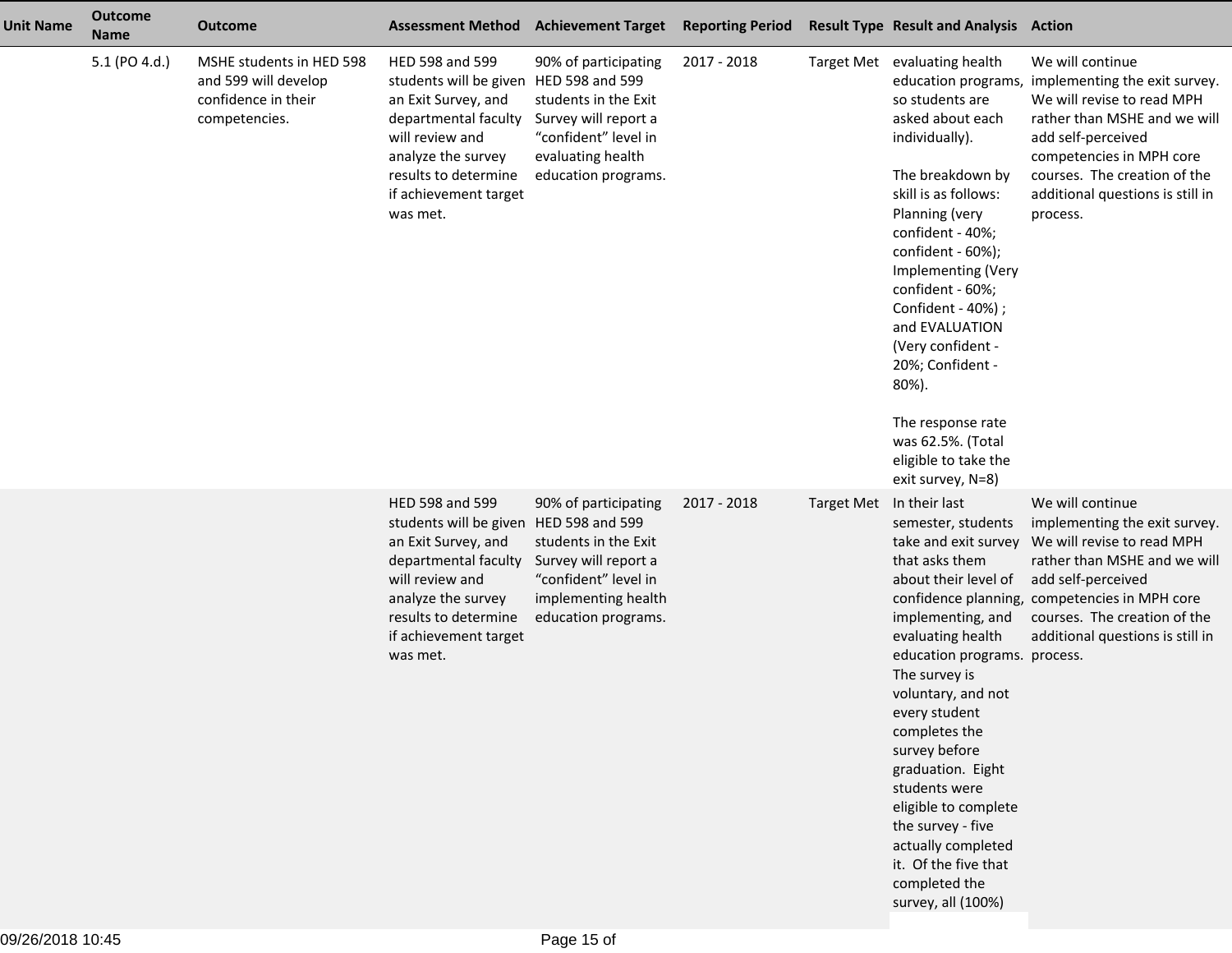| Unit Name | Outcome Name | Outcome | Assessment Method | Achievement Target | Reporting Period | Result Type | Result and Analysis | Action |
|---|---|---|---|---|---|---|---|---|
| | 5.1 (PO 4.d.) | MSHE students in HED 598 and 599 will develop confidence in their competencies. | HED 598 and 599 students will be given an Exit Survey, and departmental faculty will review and analyze the survey results to determine if achievement target was met. | 90% of participating HED 598 and 599 students in the Exit Survey will report a "confident" level in evaluating health education programs. | 2017 - 2018 | Target Met | evaluating health education programs, so students are asked about each individually).<br><br>The breakdown by skill is as follows: Planning (very confident - 40%; confident - 60%); Implementing (Very confident - 60%; Confident - 40%) ; and EVALUATION (Very confident - 20%; Confident - 80%).<br><br>The response rate was 62.5%. (Total eligible to take the exit survey, N=8) | We will continue implementing the exit survey. We will revise to read MPH rather than MSHE and we will add self-perceived competencies in MPH core courses. The creation of the additional questions is still in process. |
| | | | HED 598 and 599 students will be given an Exit Survey, and departmental faculty will review and analyze the survey results to determine if achievement target was met. | 90% of participating HED 598 and 599 students in the Exit Survey will report a "confident" level in implementing health education programs. | 2017 - 2018 | Target Met | In their last semester, students take and exit survey that asks them about their level of confidence planning, implementing, and evaluating health education programs. The survey is voluntary, and not every student completes the survey before graduation. Eight students were eligible to complete the survey - five actually completed it. Of the five that completed the survey, all (100%) | We will continue implementing the exit survey. We will revise to read MPH rather than MSHE and we will add self-perceived competencies in MPH core courses. The creation of the additional questions is still in process. |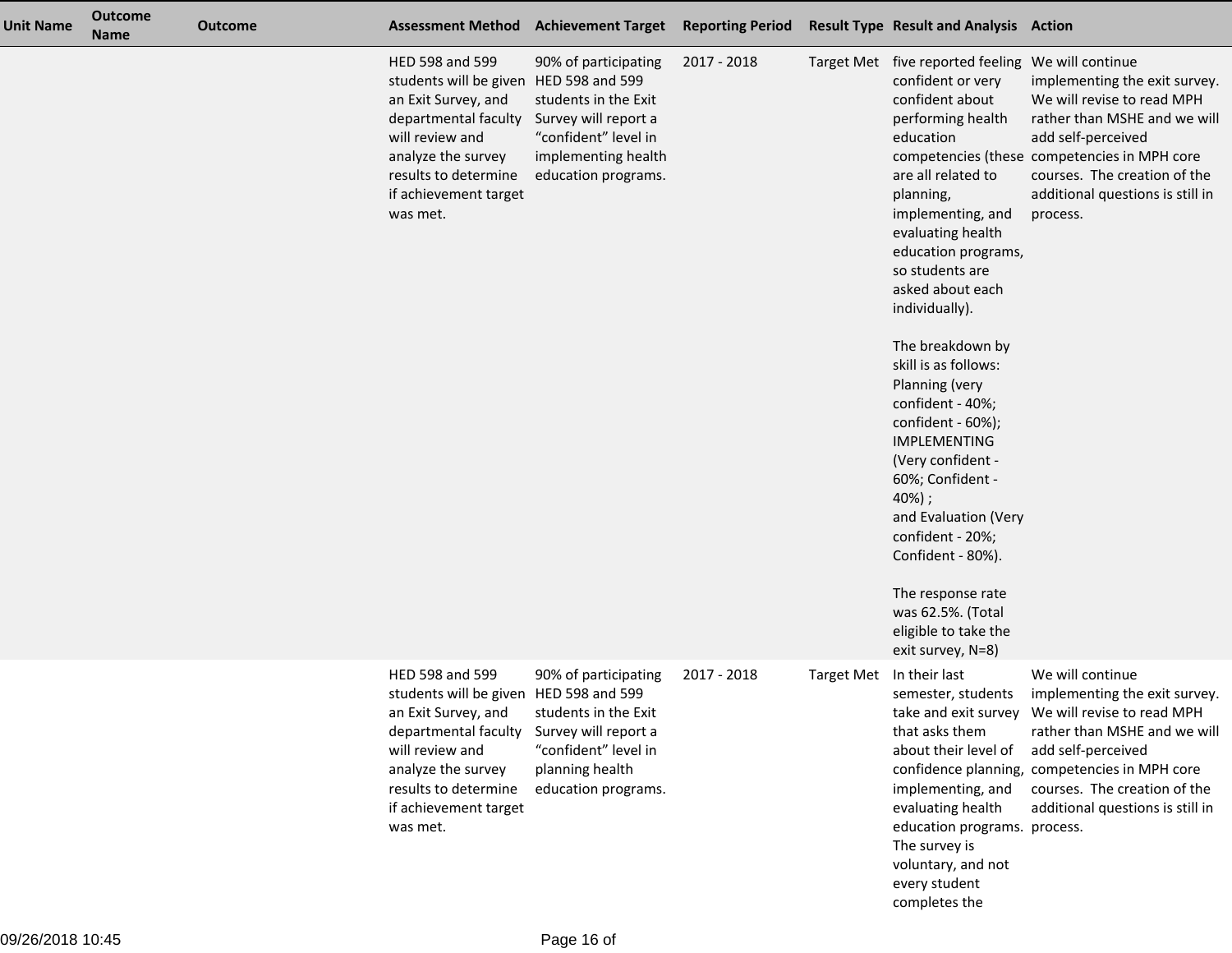| Unit Name | Outcome Name | Outcome | Assessment Method | Achievement Target | Reporting Period | Result Type | Result and Analysis | Action |
|---|---|---|---|---|---|---|---|---|
| | | | HED 598 and 599 students will be given an Exit Survey, and departmental faculty will review and analyze the survey results to determine if achievement target was met. | 90% of participating HED 598 and 599 students in the Exit Survey will report a "confident" level in implementing health education programs. | 2017 - 2018 | Target Met | five reported feeling confident or very confident about performing health education competencies (these are all related to planning, implementing, and evaluating health education programs, so students are asked about each individually).<br><br>The breakdown by skill is as follows: Planning (very confident - 40%; confident - 60%); IMPLEMENTING (Very confident - 60%; Confident - 40%) ; and Evaluation (Very confident - 20%; Confident - 80%).<br><br>The response rate was 62.5%. (Total eligible to take the exit survey, N=8) | We will continue implementing the exit survey. We will revise to read MPH rather than MSHE and we will add self-perceived competencies in MPH core courses. The creation of the additional questions is still in process. |
| | | | HED 598 and 599 students will be given an Exit Survey, and departmental faculty will review and analyze the survey results to determine if achievement target was met. | 90% of participating HED 598 and 599 students in the Exit Survey will report a "confident" level in planning health education programs. | 2017 - 2018 | Target Met | In their last semester, students take and exit survey that asks them about their level of confidence planning, implementing, and evaluating health education programs. The survey is voluntary, and not every student completes the | We will continue implementing the exit survey. We will revise to read MPH rather than MSHE and we will add self-perceived competencies in MPH core courses. The creation of the additional questions is still in process. |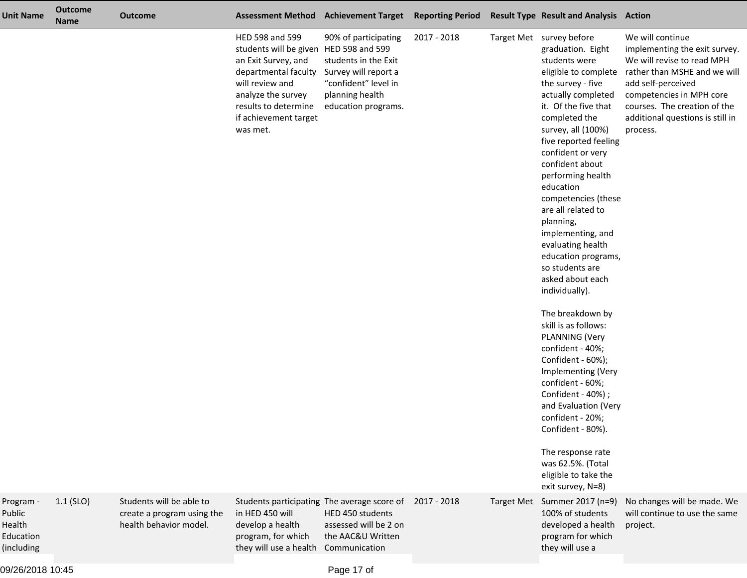| Unit Name | Outcome Name | Outcome | Assessment Method | Achievement Target | Reporting Period | Result Type | Result and Analysis | Action |
|---|---|---|---|---|---|---|---|---|
| | | | HED 598 and 599 students will be given an Exit Survey, and departmental faculty will review and analyze the survey results to determine if achievement target was met. | 90% of participating HED 598 and 599 students in the Exit Survey will report a "confident" level in planning health education programs. | 2017 - 2018 | Target Met | survey before graduation. Eight students were eligible to complete the survey - five actually completed it. Of the five that completed the survey, all (100%) five reported feeling confident or very confident about performing health education competencies (these are all related to planning, implementing, and evaluating health education programs, so students are asked about each individually).<br><br>The breakdown by skill is as follows: PLANNING (Very confident - 40%; Confident - 60%); Implementing (Very confident - 60%; Confident - 40%) ; and Evaluation (Very confident - 20%; Confident - 80%).<br><br>The response rate was 62.5%. (Total eligible to take the exit survey, N=8) | We will continue implementing the exit survey. We will revise to read MPH rather than MSHE and we will add self-perceived competencies in MPH core courses. The creation of the additional questions is still in process. |
| Program - Public Health Education (including | 1.1 (SLO) | Students will be able to create a program using the health behavior model. | Students participating in HED 450 will develop a health program, for which they will use a health | The average score of HED 450 students assessed will be 2 on the AAC&U Written Communication | 2017 - 2018 | Target Met | Summer 2017 (n=9) 100% of students developed a health program for which they will use a | No changes will be made. We will continue to use the same project. |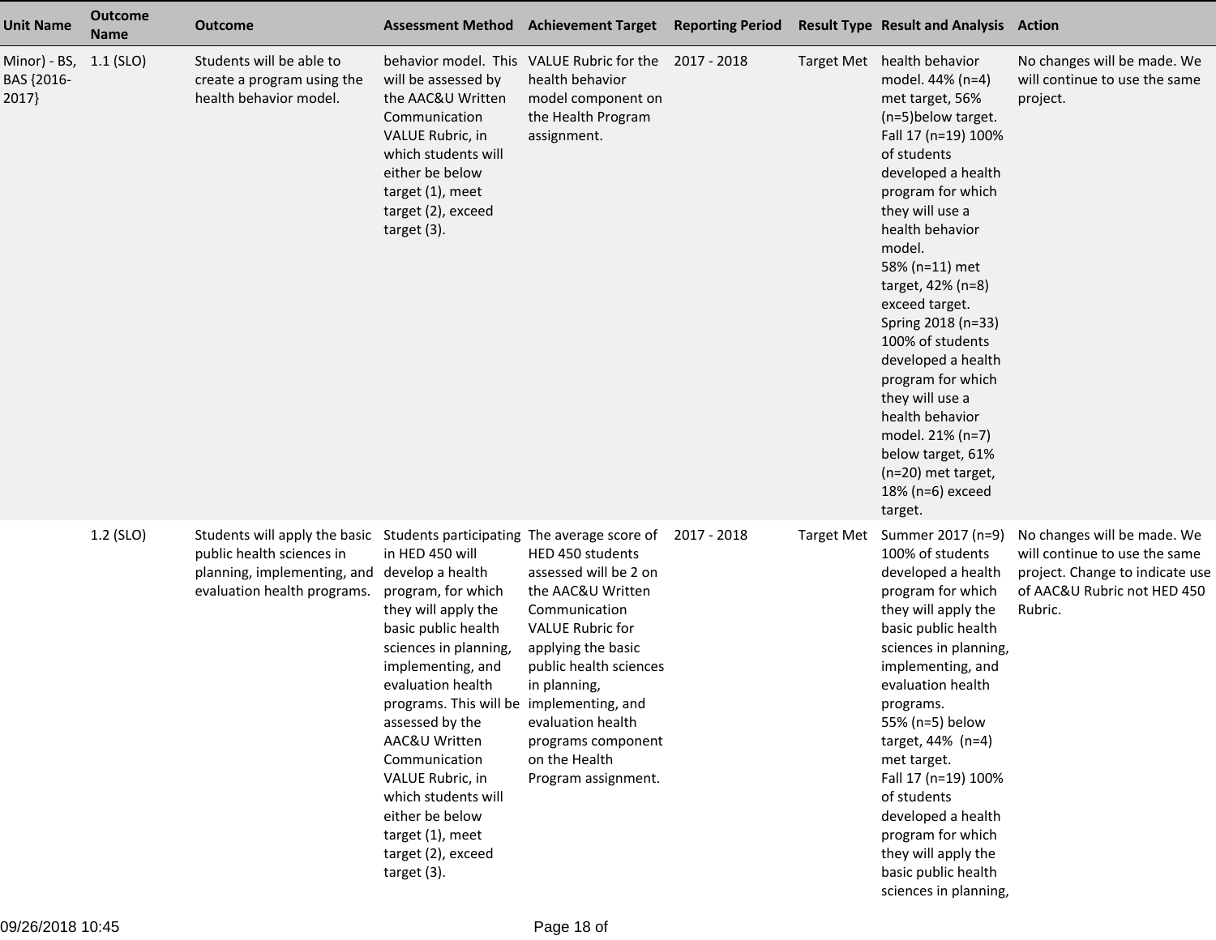| Unit Name | Outcome Name | Outcome | Assessment Method | Achievement Target | Reporting Period | Result Type | Result and Analysis | Action |
|---|---|---|---|---|---|---|---|---|
| Minor) - BS, BAS {2016-2017} | 1.1 (SLO) | Students will be able to create a program using the health behavior model. | behavior model. This will be assessed by the AAC&U Written Communication VALUE Rubric, in which students will either be below target (1), meet target (2), exceed target (3). | VALUE Rubric for the health behavior model component on the Health Program assignment. | 2017 - 2018 | Target Met | health behavior model. 44% (n=4) met target, 56% (n=5)below target.<br>Fall 17 (n=19) 100% of students developed a health program for which they will use a health behavior model.<br>58% (n=11) met target, 42% (n=8) exceed target.<br>Spring 2018 (n=33) 100% of students developed a health program for which they will use a health behavior model. 21% (n=7) below target, 61% (n=20) met target, 18% (n=6) exceed target. | No changes will be made. We will continue to use the same project. |
| | 1.2 (SLO) | Students will apply the basic public health sciences in planning, implementing, and evaluation health programs. | Students participating in HED 450 will develop a health program, for which they will apply the basic public health sciences in planning, implementing, and evaluation health programs. This will be assessed by the AAC&U Written Communication VALUE Rubric, in which students will either be below target (1), meet target (2), exceed target (3). | The average score of HED 450 students assessed will be 2 on the AAC&U Written Communication VALUE Rubric for applying the basic public health sciences in planning, implementing, and evaluation health programs component on the Health Program assignment. | 2017 - 2018 | Target Met | Summer 2017 (n=9) 100% of students developed a health program for which they will apply the basic public health sciences in planning, implementing, and evaluation health programs.<br>55% (n=5) below target, 44% (n=4) met target.<br>Fall 17 (n=19) 100% of students developed a health program for which they will apply the basic public health sciences in planning, | No changes will be made. We will continue to use the same project. Change to indicate use of AAC&U Rubric not HED 450 Rubric. |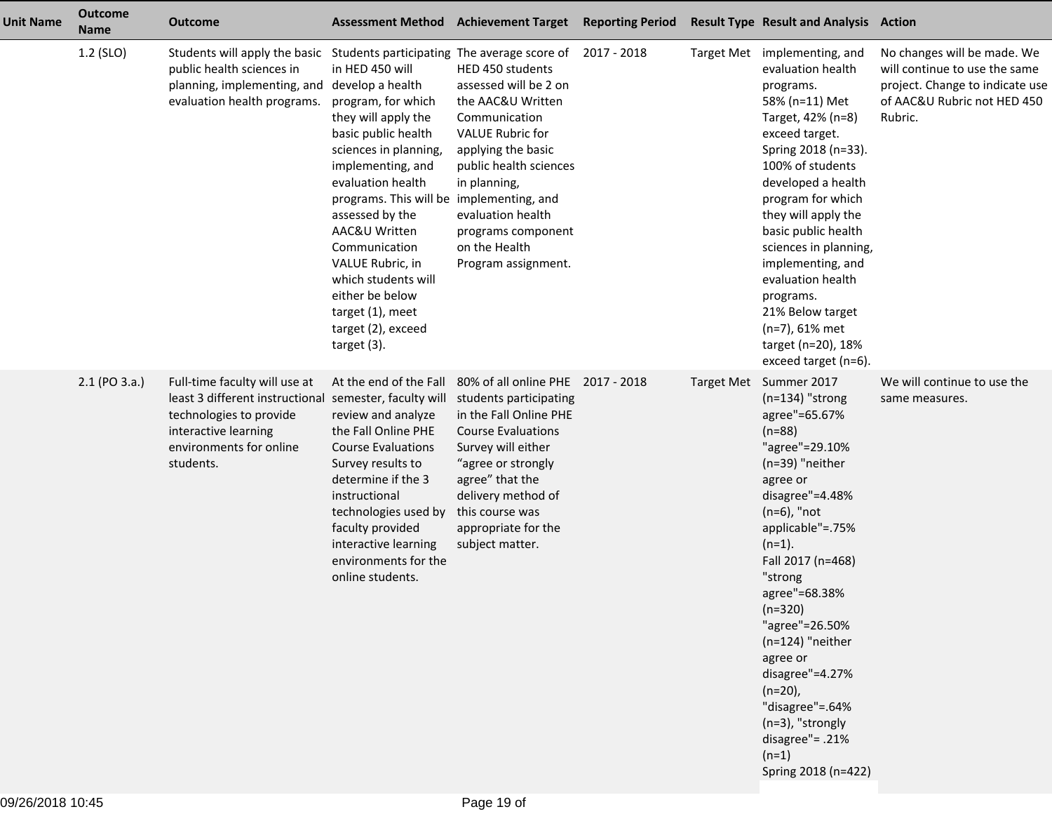| Unit Name | Outcome Name | Outcome | Assessment Method | Achievement Target | Reporting Period | Result Type | Result and Analysis | Action |
|---|---|---|---|---|---|---|---|---|
| | 1.2 (SLO) | Students will apply the basic public health sciences in planning, implementing, and evaluation health programs. | Students participating in HED 450 will develop a health program, for which they will apply the basic public health sciences in planning, implementing, and evaluation health programs. This will be assessed by the AAC&U Written Communication VALUE Rubric, in which students will either be below target (1), meet target (2), exceed target (3). | The average score of HED 450 students assessed will be 2 on the AAC&U Written Communication VALUE Rubric for applying the basic public health sciences in planning, implementing, and evaluation health programs component on the Health Program assignment. | 2017 - 2018 | Target Met | implementing, and evaluation health programs.<br>58% (n=11) Met Target, 42% (n=8) exceed target.<br>Spring 2018 (n=33). 100% of students developed a health program for which they will apply the basic public health sciences in planning, implementing, and evaluation health programs.<br>21% Below target (n=7), 61% met target (n=20), 18% exceed target (n=6). | No changes will be made. We will continue to use the same project. Change to indicate use of AAC&U Rubric not HED 450 Rubric. |
| | 2.1 (PO 3.a.) | Full-time faculty will use at least 3 different instructional technologies to provide interactive learning environments for online students. | At the end of the Fall semester, faculty will review and analyze the Fall Online PHE Course Evaluations Survey results to determine if the 3 instructional technologies used by faculty provided interactive learning environments for the online students. | 80% of all online PHE students participating in the Fall Online PHE Course Evaluations Survey will either “agree or strongly agree” that the delivery method of this course was appropriate for the subject matter. | 2017 - 2018 | Target Met | Summer 2017 (n=134) "strong agree"=65.67% (n=88) "agree"=29.10% (n=39) "neither agree or disagree"=4.48% (n=6), "not applicable"=.75% (n=1).<br>Fall 2017 (n=468) "strong agree"=68.38% (n=320) "agree"=26.50% (n=124) "neither agree or disagree"=4.27% (n=20), "disagree"=.64% (n=3), "strongly disagree"= .21% (n=1)<br>Spring 2018 (n=422) | We will continue to use the same measures. |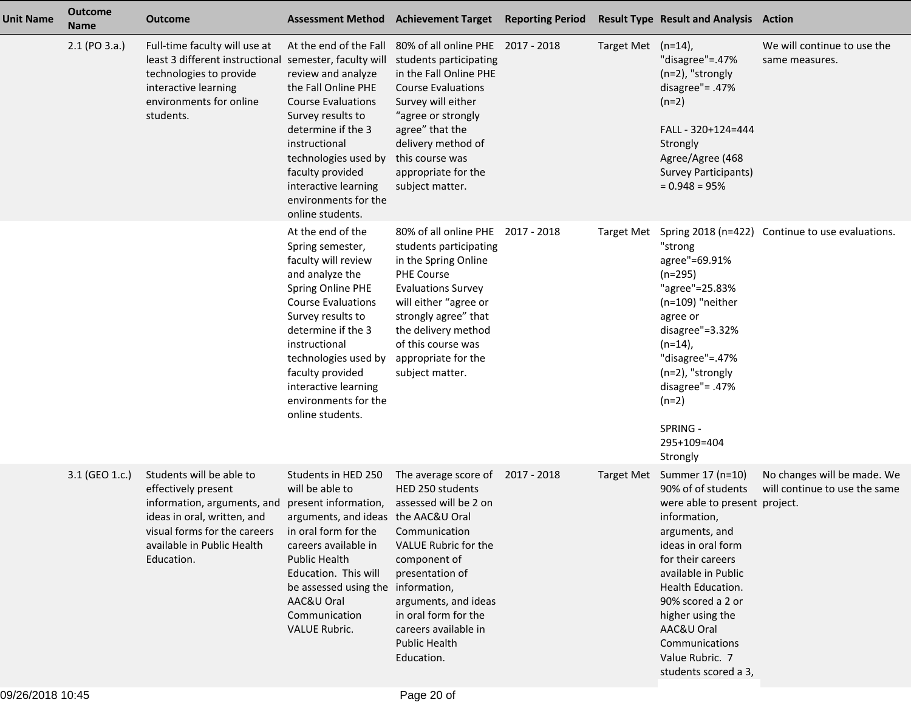| Unit Name | Outcome Name | Outcome | Assessment Method | Achievement Target | Reporting Period | Result Type | Result and Analysis | Action |
|---|---|---|---|---|---|---|---|---|
| | 2.1 (PO 3.a.) | Full-time faculty will use at least 3 different instructional technologies to provide interactive learning environments for online students. | At the end of the Fall semester, faculty will review and analyze the Fall Online PHE Course Evaluations Survey results to determine if the 3 instructional technologies used by faculty provided interactive learning environments for the online students. | 80% of all online PHE students participating in the Fall Online PHE Course Evaluations Survey will either "agree or strongly agree" that the delivery method of this course was appropriate for the subject matter. | 2017 - 2018 | Target Met | (n=14), "disagree"=.47% (n=2), "strongly disagree"= .47% (n=2)<br><br>FALL - 320+124=444 Strongly Agree/Agree (468 Survey Participants) = 0.948 = 95% | We will continue to use the same measures. |
| | | | At the end of the Spring semester, faculty will review and analyze the Spring Online PHE Course Evaluations Survey results to determine if the 3 instructional technologies used by faculty provided interactive learning environments for the online students. | 80% of all online PHE students participating in the Spring Online PHE Course Evaluations Survey will either "agree or strongly agree" that the delivery method of this course was appropriate for the subject matter. | 2017 - 2018 | Target Met | Spring 2018 (n=422) "strong agree"=69.91% (n=295) "agree"=25.83% (n=109) "neither agree or disagree"=3.32% (n=14), "disagree"=.47% (n=2), "strongly disagree"= .47% (n=2)<br><br>SPRING - 295+109=404 Strongly | Continue to use evaluations. |
| | 3.1 (GEO 1.c.) | Students will be able to effectively present information, arguments, and ideas in oral, written, and visual forms for the careers available in Public Health Education. | Students in HED 250 will be able to present information, arguments, and ideas in oral form for the careers available in Public Health Education. This will be assessed using the AAC&U Oral Communication VALUE Rubric. | The average score of HED 250 students assessed will be 2 on the AAC&U Oral Communication VALUE Rubric for the component of presentation of information, arguments, and ideas in oral form for the careers available in Public Health Education. | 2017 - 2018 | Target Met | Summer 17 (n=10) 90% of of students were able to present information, arguments, and ideas in oral form for their careers available in Public Health Education. 90% scored a 2 or higher using the AAC&U Oral Communications Value Rubric. 7 students scored a 3, | No changes will be made. We will continue to use the same project. |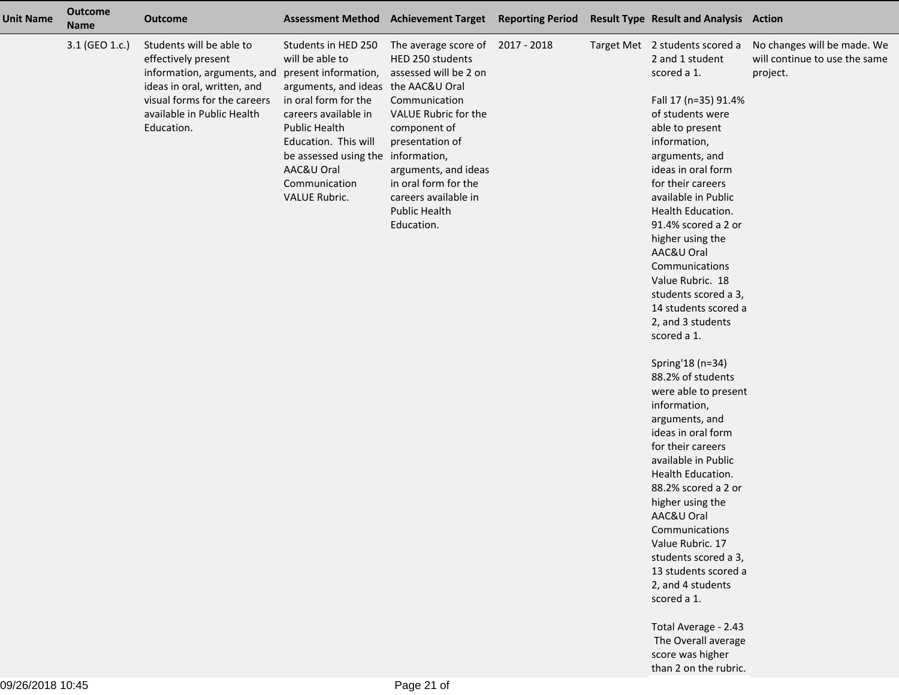| Unit Name | Outcome Name | Outcome | Assessment Method | Achievement Target | Reporting Period | Result Type | Result and Analysis | Action |
|---|---|---|---|---|---|---|---|---|
| | 3.1 (GEO 1.c.) | Students will be able to effectively present information, arguments, and ideas in oral, written, and visual forms for the careers available in Public Health Education. | Students in HED 250 will be able to present information, arguments, and ideas in oral form for the careers available in Public Health Education. This will be assessed using the AAC&U Oral Communication VALUE Rubric. | The average score of HED 250 students assessed will be 2 on the AAC&U Oral Communication VALUE Rubric for the component of presentation of information, arguments, and ideas in oral form for the careers available in Public Health Education. | 2017 - 2018 | Target Met | 2 students scored a 2 and 1 student scored a 1.<br><br>Fall 17 (n=35) 91.4% of students were able to present information, arguments, and ideas in oral form for their careers available in Public Health Education. 91.4% scored a 2 or higher using the AAC&U Oral Communications Value Rubric. 18 students scored a 3, 14 students scored a 2, and 3 students scored a 1.<br><br>Spring'18 (n=34) 88.2% of students were able to present information, arguments, and ideas in oral form for their careers available in Public Health Education. 88.2% scored a 2 or higher using the AAC&U Oral Communications Value Rubric. 17 students scored a 3, 13 students scored a 2, and 4 students scored a 1.<br><br>Total Average - 2.43 The Overall average score was higher than 2 on the rubric. | No changes will be made. We will continue to use the same project. |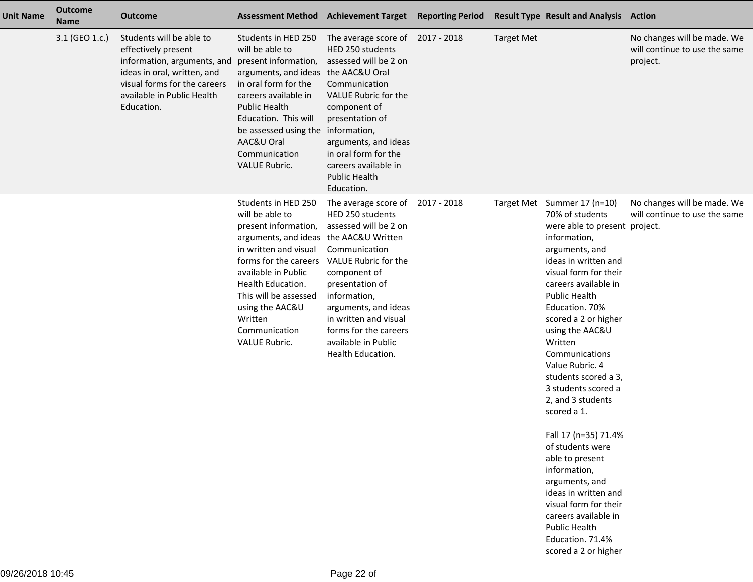| Unit Name | Outcome Name | Outcome | Assessment Method | Achievement Target | Reporting Period | Result Type | Result and Analysis | Action |
|---|---|---|---|---|---|---|---|---|
| | 3.1 (GEO 1.c.) | Students will be able to effectively present information, arguments, and ideas in oral, written, and visual forms for the careers available in Public Health Education. | Students in HED 250 will be able to present information, arguments, and ideas in oral form for the careers available in Public Health Education. This will be assessed using the AAC&U Oral Communication VALUE Rubric. | The average score of HED 250 students assessed will be 2 on the AAC&U Oral Communication VALUE Rubric for the component of presentation of information, arguments, and ideas in oral form for the careers available in Public Health Education. | 2017 - 2018 | Target Met | | No changes will be made. We will continue to use the same project. |
| | | | Students in HED 250 will be able to present information, arguments, and ideas in written and visual forms for the careers available in Public Health Education. This will be assessed using the AAC&U Written Communication VALUE Rubric. | The average score of HED 250 students assessed will be 2 on the AAC&U Written Communication VALUE Rubric for the component of presentation of information, arguments, and ideas in written and visual forms for the careers available in Public Health Education. | 2017 - 2018 | Target Met | Summer 17 (n=10) 70% of students were able to present information, arguments, and ideas in written and visual form for their careers available in Public Health Education. 70% scored a 2 or higher using the AAC&U Written Communications Value Rubric. 4 students scored a 3, 3 students scored a 2, and 3 students scored a 1.<br><br>Fall 17 (n=35) 71.4% of students were able to present information, arguments, and ideas in written and visual form for their careers available in Public Health Education. 71.4% scored a 2 or higher | No changes will be made. We will continue to use the same project. |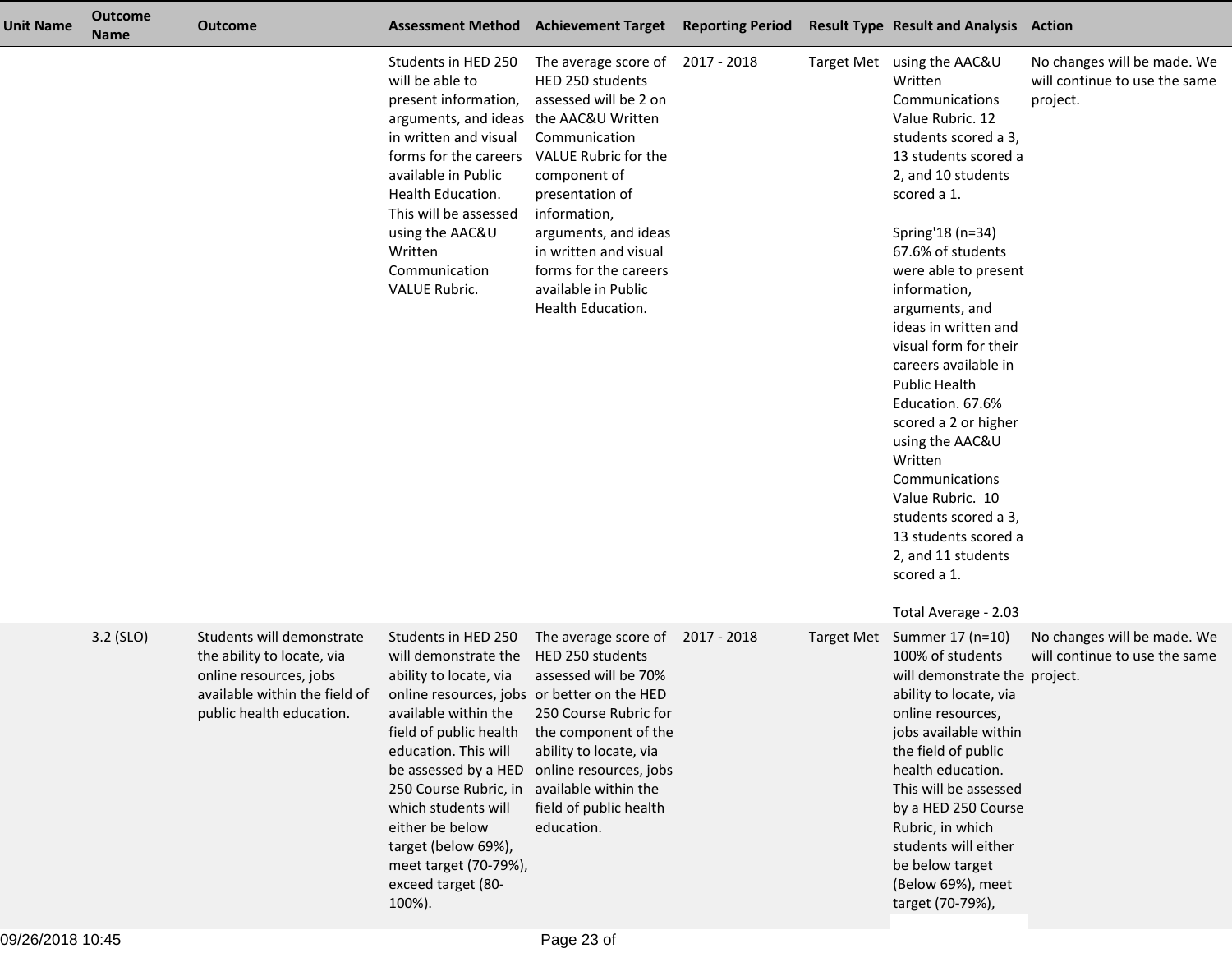| Unit Name | Outcome Name | Outcome | Assessment Method | Achievement Target | Reporting Period | Result Type | Result and Analysis | Action |
|---|---|---|---|---|---|---|---|---|
| | | | Students in HED 250 will be able to present information, arguments, and ideas in written and visual forms for the careers available in Public Health Education. This will be assessed using the AAC&U Written Communication VALUE Rubric. | The average score of HED 250 students assessed will be 2 on the AAC&U Written Communication VALUE Rubric for the component of presentation of information, arguments, and ideas in written and visual forms for the careers available in Public Health Education. | 2017 - 2018 | Target Met | using the AAC&U Written Communications Value Rubric. 12 students scored a 3, 13 students scored a 2, and 10 students scored a 1.<br><br>Spring'18 (n=34) 67.6% of students were able to present information, arguments, and ideas in written and visual form for their careers available in Public Health Education. 67.6% scored a 2 or higher using the AAC&U Written Communications Value Rubric. 10 students scored a 3, 13 students scored a 2, and 11 students scored a 1.<br><br>Total Average - 2.03 | No changes will be made. We will continue to use the same project. |
| | 3.2 (SLO) | Students will demonstrate the ability to locate, via online resources, jobs available within the field of public health education. | Students in HED 250 will demonstrate the ability to locate, via online resources, jobs available within the field of public health education. This will be assessed by a HED 250 Course Rubric, in which students will either be below target (below 69%), meet target (70-79%), exceed target (80-100%). | The average score of HED 250 students assessed will be 70% or better on the HED 250 Course Rubric for the component of the ability to locate, via online resources, jobs available within the field of public health education. | 2017 - 2018 | Target Met | Summer 17 (n=10) 100% of students will demonstrate the ability to locate, via online resources, jobs available within the field of public health education. This will be assessed by a HED 250 Course Rubric, in which students will either be below target (Below 69%), meet target (70-79%), | No changes will be made. We will continue to use the same project. |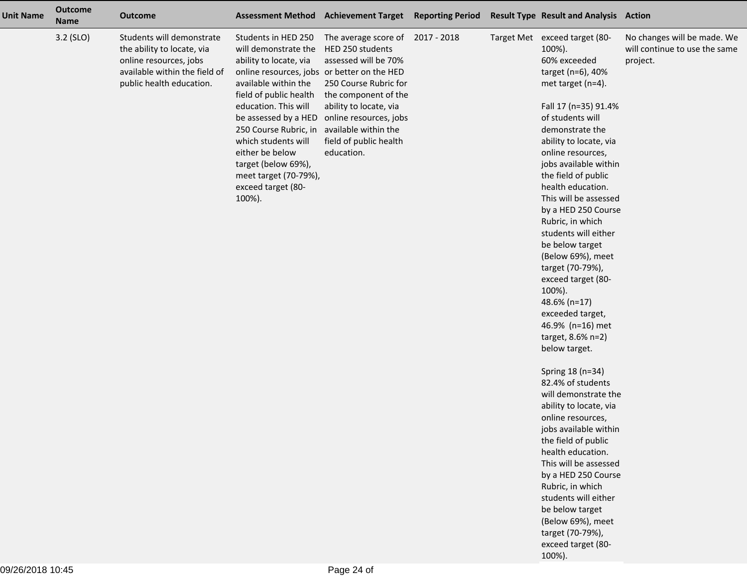| Unit Name | Outcome Name | Outcome | Assessment Method | Achievement Target | Reporting Period | Result Type | Result and Analysis | Action |
|---|---|---|---|---|---|---|---|---|
| | 3.2 (SLO) | Students will demonstrate the ability to locate, via online resources, jobs available within the field of public health education. | Students in HED 250 will demonstrate the ability to locate, via online resources, jobs available within the field of public health education. This will be assessed by a HED 250 Course Rubric, in which students will either be below target (below 69%), meet target (70-79%), exceed target (80-100%). | The average score of HED 250 students assessed will be 70% or better on the HED 250 Course Rubric for the component of the ability to locate, via online resources, jobs available within the field of public health education. | 2017 - 2018 | Target Met | exceed target (80-100%).<br>60% exceeded target (n=6), 40% met target (n=4).<br><br>Fall 17 (n=35) 91.4% of students will demonstrate the ability to locate, via online resources, jobs available within the field of public health education. This will be assessed by a HED 250 Course Rubric, in which students will either be below target (Below 69%), meet target (70-79%), exceed target (80-100%).<br>48.6% (n=17) exceeded target, 46.9% (n=16) met target, 8.6% n=2) below target.<br><br>Spring 18 (n=34) 82.4% of students will demonstrate the ability to locate, via online resources, jobs available within the field of public health education. This will be assessed by a HED 250 Course Rubric, in which students will either be below target (Below 69%), meet target (70-79%), exceed target (80-100%). | No changes will be made. We will continue to use the same project. |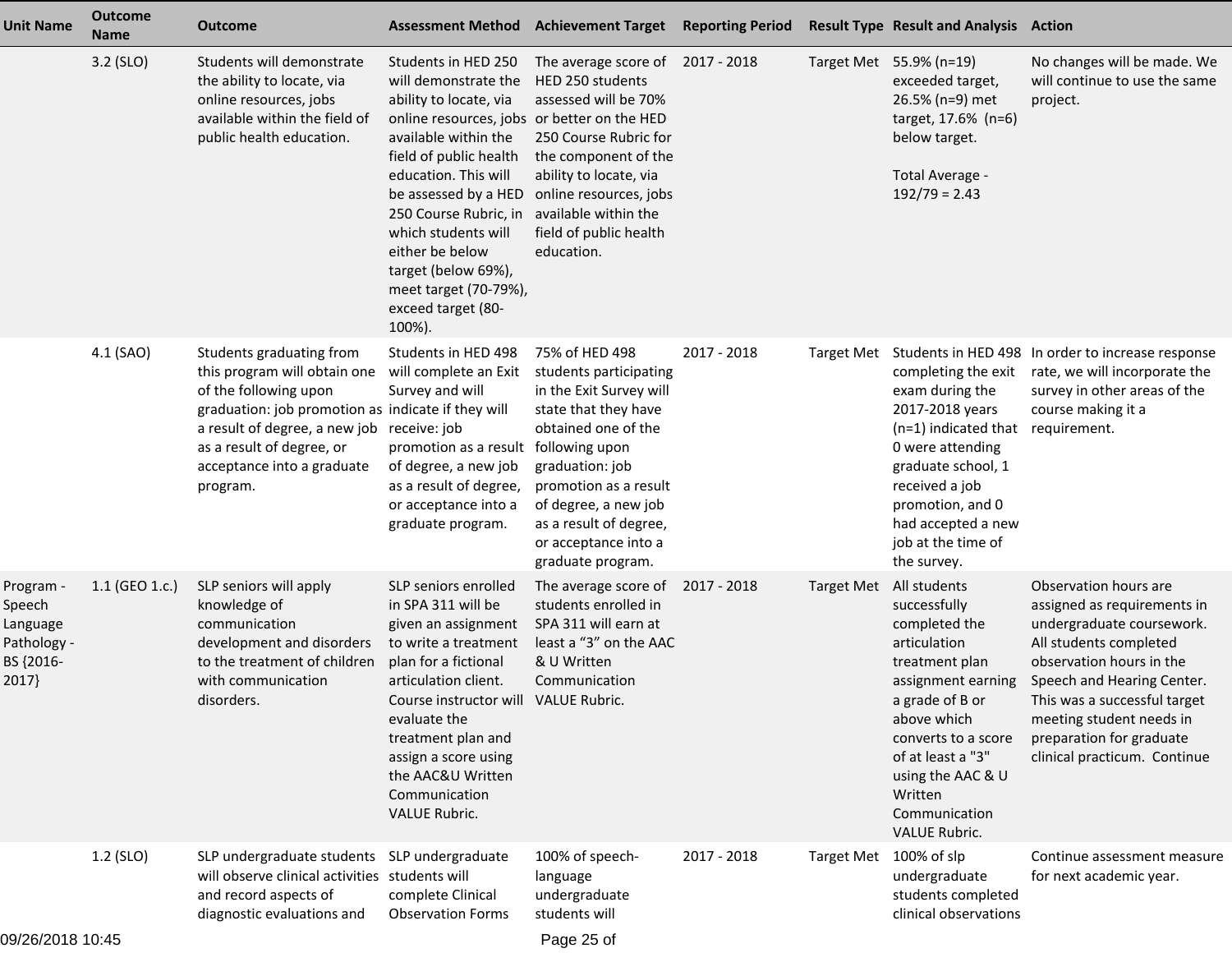| Unit Name | Outcome Name | Outcome | Assessment Method | Achievement Target | Reporting Period | Result Type | Result and Analysis | Action |
|---|---|---|---|---|---|---|---|---|
| | 3.2 (SLO) | Students will demonstrate the ability to locate, via online resources, jobs available within the field of public health education. | Students in HED 250 will demonstrate the ability to locate, via online resources, jobs available within the field of public health education. This will be assessed by a HED 250 Course Rubric, in which students will either be below target (below 69%), meet target (70-79%), exceed target (80-100%). | The average score of HED 250 students assessed will be 70% or better on the HED 250 Course Rubric for the component of the ability to locate, via online resources, jobs available within the field of public health education. | 2017 - 2018 | Target Met | 55.9% (n=19) exceeded target, 26.5% (n=9) met target, 17.6% (n=6) below target.<br><br>Total Average - 192/79 = 2.43 | No changes will be made. We will continue to use the same project. |
| | 4.1 (SAO) | Students graduating from this program will obtain one of the following upon graduation: job promotion as a result of degree, a new job as a result of degree, or acceptance into a graduate program. | Students in HED 498 will complete an Exit Survey and will indicate if they will receive: job promotion as a result of degree, a new job as a result of degree, or acceptance into a graduate program. | 75% of HED 498 students participating in the Exit Survey will state that they have obtained one of the following upon graduation: job promotion as a result of degree, a new job as a result of degree, or acceptance into a graduate program. | 2017 - 2018 | Target Met | Students in HED 498 completing the exit exam during the 2017-2018 years (n=1) indicated that 0 were attending graduate school, 1 received a job promotion, and 0 had accepted a new job at the time of the survey. | In order to increase response rate, we will incorporate the survey in other areas of the course making it a requirement. |
| Program - Speech Language Pathology - BS {2016-2017} | 1.1 (GEO 1.c.) | SLP seniors will apply knowledge of communication development and disorders to the treatment of children with communication disorders. | SLP seniors enrolled in SPA 311 will be given an assignment to write a treatment plan for a fictional articulation client. Course instructor will evaluate the treatment plan and assign a score using the AAC&U Written Communication VALUE Rubric. | The average score of students enrolled in SPA 311 will earn at least a "3" on the AAC & U Written Communication VALUE Rubric. | 2017 - 2018 | Target Met | All students successfully completed the articulation treatment plan assignment earning a grade of B or above which converts to a score of at least a "3" using the AAC & U Written Communication VALUE Rubric. | Observation hours are assigned as requirements in undergraduate coursework. All students completed observation hours in the Speech and Hearing Center. This was a successful target meeting student needs in preparation for graduate clinical practicum. Continue |
| | 1.2 (SLO) | SLP undergraduate students will observe clinical activities and record aspects of diagnostic evaluations and | SLP undergraduate students will complete Clinical Observation Forms | 100% of speech-language undergraduate students will | 2017 - 2018 | Target Met | 100% of slp undergraduate students completed clinical observations | Continue assessment measure for next academic year. |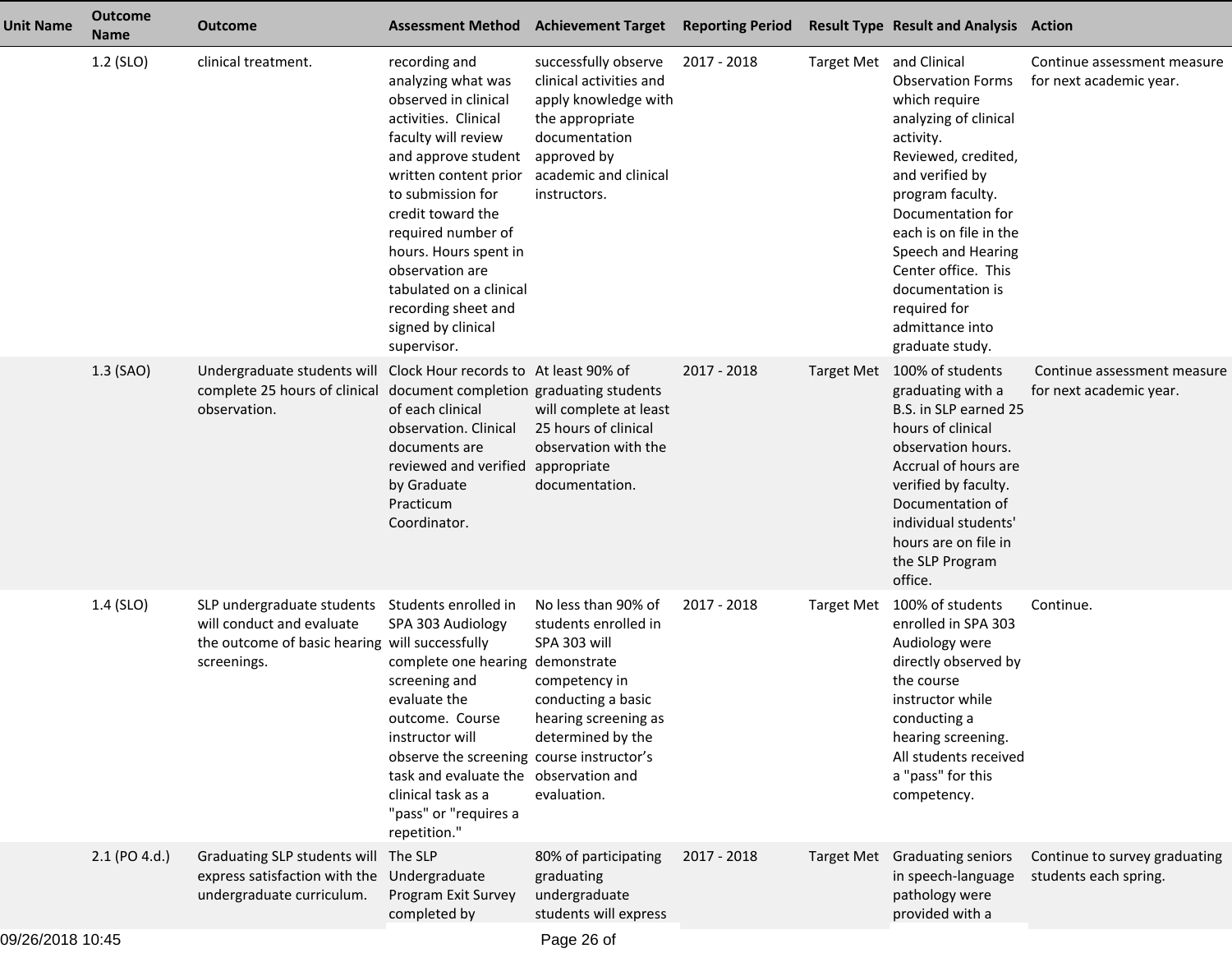| Unit Name | Outcome Name | Outcome | Assessment Method | Achievement Target | Reporting Period | Result Type | Result and Analysis | Action |
|---|---|---|---|---|---|---|---|---|
| | 1.2 (SLO) | clinical treatment. | recording and analyzing what was observed in clinical activities. Clinical faculty will review and approve student written content prior to submission for credit toward the required number of hours. Hours spent in observation are tabulated on a clinical recording sheet and signed by clinical supervisor. | successfully observe clinical activities and apply knowledge with the appropriate documentation approved by academic and clinical instructors. | 2017 - 2018 | Target Met | and Clinical Observation Forms which require analyzing of clinical activity. Reviewed, credited, and verified by program faculty. Documentation for each is on file in the Speech and Hearing Center office. This documentation is required for admittance into graduate study. | Continue assessment measure for next academic year. |
| | 1.3 (SAO) | Undergraduate students will complete 25 hours of clinical observation. | Clock Hour records to document completion of each clinical observation. Clinical documents are reviewed and verified by Graduate Practicum Coordinator. | At least 90% of graduating students will complete at least 25 hours of clinical observation with the appropriate documentation. | 2017 - 2018 | Target Met | 100% of students graduating with a B.S. in SLP earned 25 hours of clinical observation hours. Accrual of hours are verified by faculty. Documentation of individual students' hours are on file in the SLP Program office. | Continue assessment measure for next academic year. |
| | 1.4 (SLO) | SLP undergraduate students will conduct and evaluate the outcome of basic hearing screenings. | Students enrolled in SPA 303 Audiology will successfully complete one hearing screening and evaluate the outcome. Course instructor will observe the screening task and evaluate the clinical task as a "pass" or "requires a repetition." | No less than 90% of students enrolled in SPA 303 will demonstrate competency in conducting a basic hearing screening as determined by the course instructor's observation and evaluation. | 2017 - 2018 | Target Met | 100% of students enrolled in SPA 303 Audiology were directly observed by the course instructor while conducting a hearing screening. All students received a "pass" for this competency. | Continue. |
| | 2.1 (PO 4.d.) | Graduating SLP students will express satisfaction with the undergraduate curriculum. | The SLP Undergraduate Program Exit Survey completed by | 80% of participating graduating undergraduate students will express | 2017 - 2018 | Target Met | Graduating seniors in speech-language pathology were provided with a | Continue to survey graduating students each spring. |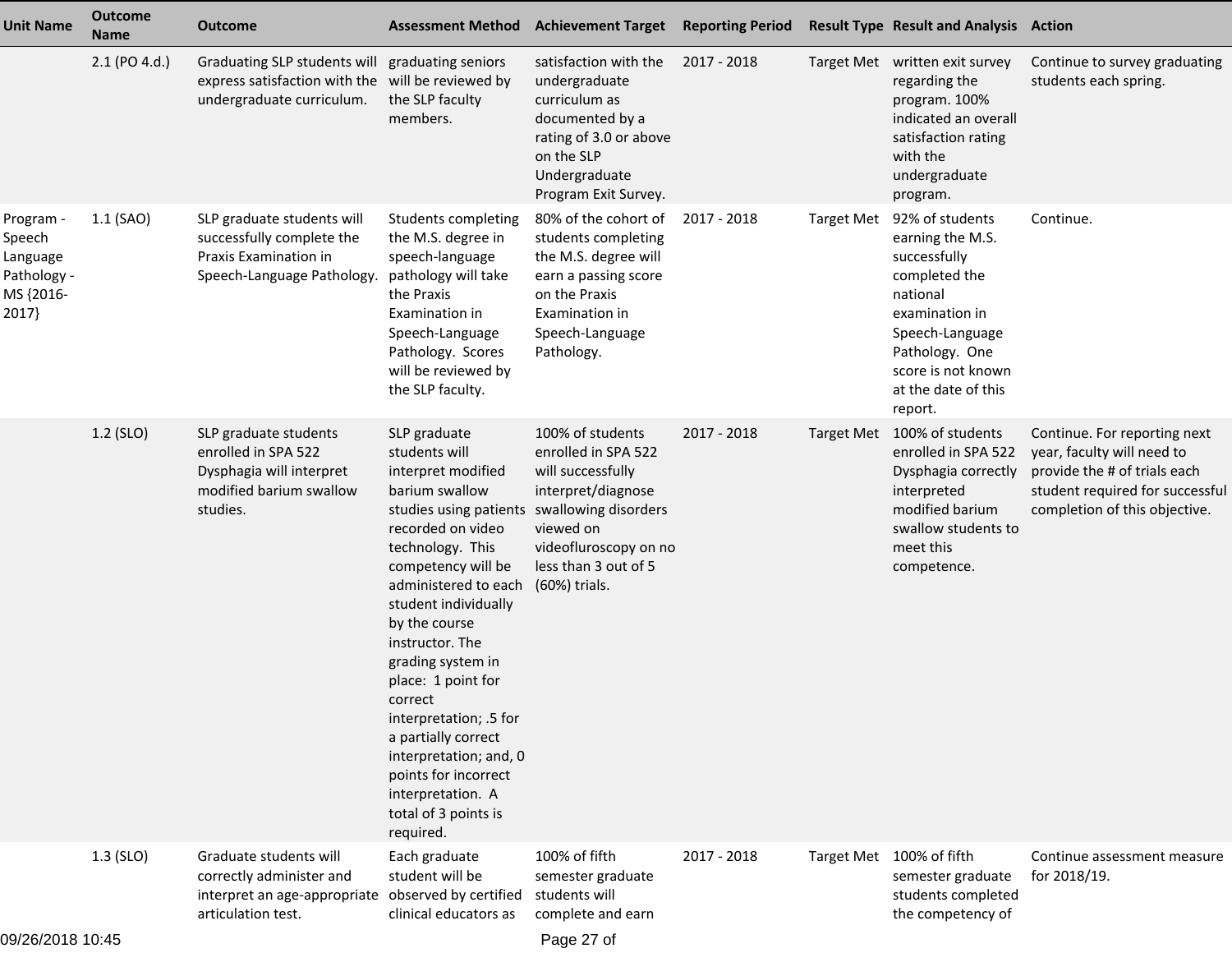| Unit Name | Outcome Name | Outcome | Assessment Method | Achievement Target | Reporting Period | Result Type | Result and Analysis | Action |
|---|---|---|---|---|---|---|---|---|
| | 2.1 (PO 4.d.) | Graduating SLP students will express satisfaction with the undergraduate curriculum. | graduating seniors will be reviewed by the SLP faculty members. | satisfaction with the undergraduate curriculum as documented by a rating of 3.0 or above on the SLP Undergraduate Program Exit Survey. | 2017 - 2018 | Target Met | written exit survey regarding the program. 100% indicated an overall satisfaction rating with the undergraduate program. | Continue to survey graduating students each spring. |
| Program - Speech Language Pathology - MS {2016-2017} | 1.1 (SAO) | SLP graduate students will successfully complete the Praxis Examination in Speech-Language Pathology. | Students completing the M.S. degree in speech-language pathology will take the Praxis Examination in Speech-Language Pathology. Scores will be reviewed by the SLP faculty. | 80% of the cohort of students completing the M.S. degree will earn a passing score on the Praxis Examination in Speech-Language Pathology. | 2017 - 2018 | Target Met | 92% of students earning the M.S. successfully completed the national examination in Speech-Language Pathology. One score is not known at the date of this report. | Continue. |
| | 1.2 (SLO) | SLP graduate students enrolled in SPA 522 Dysphagia will interpret modified barium swallow studies. | SLP graduate students will interpret modified barium swallow studies using patients recorded on video technology. This competency will be administered to each student individually by the course instructor. The grading system in place: 1 point for correct interpretation; .5 for a partially correct interpretation; and, 0 points for incorrect interpretation. A total of 3 points is required. | 100% of students enrolled in SPA 522 will successfully interpret/diagnose swallowing disorders viewed on videofluroscopy on no less than 3 out of 5 (60%) trials. | 2017 - 2018 | Target Met | 100% of students enrolled in SPA 522 Dysphagia correctly interpreted modified barium swallow students to meet this competence. | Continue. For reporting next year, faculty will need to provide the # of trials each student required for successful completion of this objective. |
| | 1.3 (SLO) | Graduate students will correctly administer and interpret an age-appropriate articulation test. | Each graduate student will be observed by certified clinical educators as | 100% of fifth semester graduate students will complete and earn | 2017 - 2018 | Target Met | 100% of fifth semester graduate students completed the competency of | Continue assessment measure for 2018/19. |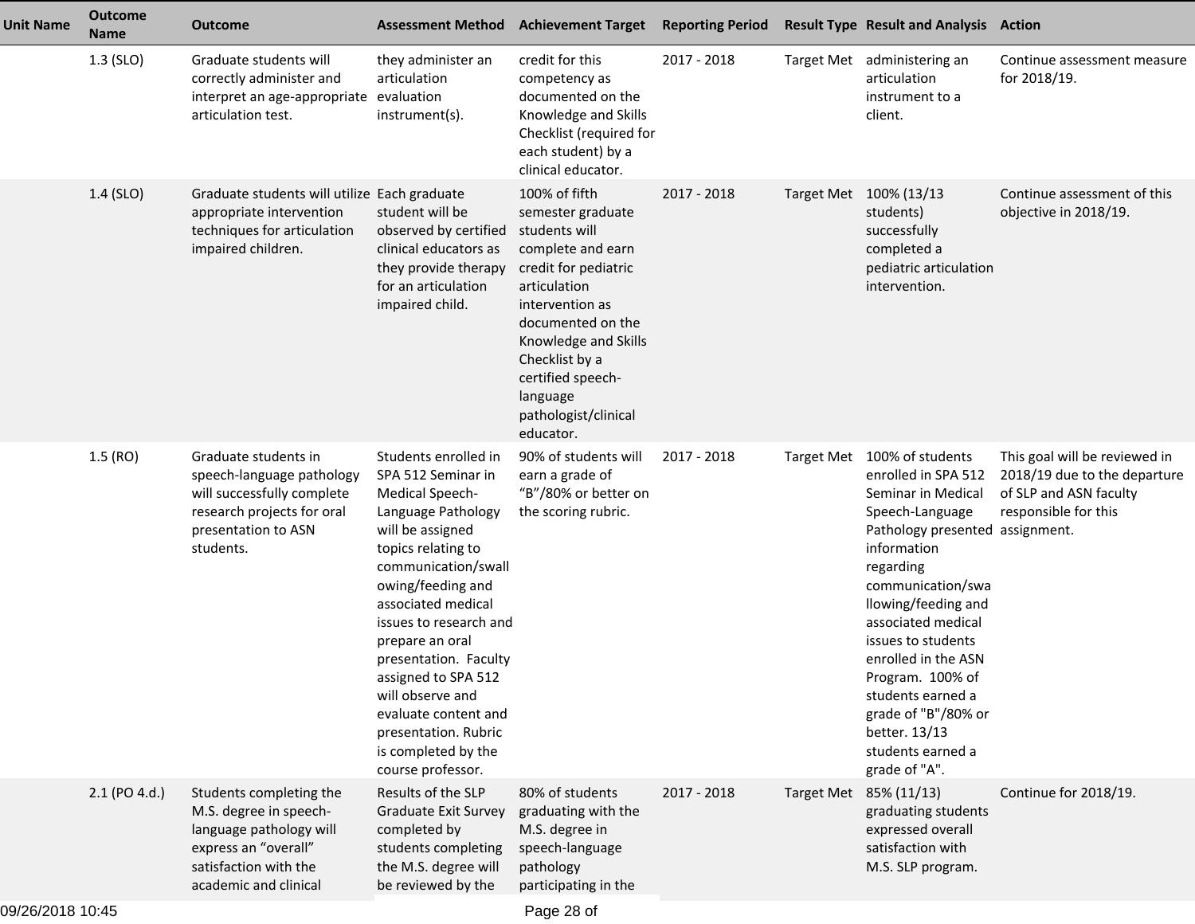| Unit Name | Outcome Name | Outcome | Assessment Method | Achievement Target | Reporting Period | Result Type | Result and Analysis | Action |
|---|---|---|---|---|---|---|---|---|
| | 1.3 (SLO) | Graduate students will correctly administer and interpret an age-appropriate articulation test. | they administer an articulation evaluation instrument(s). | credit for this competency as documented on the Knowledge and Skills Checklist (required for each student) by a clinical educator. | 2017 - 2018 | Target Met | administering an articulation instrument to a client. | Continue assessment measure for 2018/19. |
| | 1.4 (SLO) | Graduate students will utilize appropriate intervention techniques for articulation impaired children. | Each graduate student will be observed by certified clinical educators as they provide therapy for an articulation impaired child. | 100% of fifth semester graduate students will complete and earn credit for pediatric articulation intervention as documented on the Knowledge and Skills Checklist by a certified speech-language pathologist/clinical educator. | 2017 - 2018 | Target Met | 100% (13/13 students) successfully completed a pediatric articulation intervention. | Continue assessment of this objective in 2018/19. |
| | 1.5 (RO) | Graduate students in speech-language pathology will successfully complete research projects for oral presentation to ASN students. | Students enrolled in SPA 512 Seminar in Medical Speech-Language Pathology will be assigned topics relating to communication/swallowing/feeding and associated medical issues to research and prepare an oral presentation. Faculty assigned to SPA 512 will observe and evaluate content and presentation. Rubric is completed by the course professor. | 90% of students will earn a grade of "B"/80% or better on the scoring rubric. | 2017 - 2018 | Target Met | 100% of students enrolled in SPA 512 Seminar in Medical Speech-Language Pathology presented information regarding communication/swallowing/feeding and associated medical issues to students enrolled in the ASN Program. 100% of students earned a grade of "B"/80% or better. 13/13 students earned a grade of "A". | This goal will be reviewed in 2018/19 due to the departure of SLP and ASN faculty responsible for this assignment. |
| | 2.1 (PO 4.d.) | Students completing the M.S. degree in speech-language pathology will express an "overall" satisfaction with the academic and clinical | Results of the SLP Graduate Exit Survey completed by students completing the M.S. degree will be reviewed by the | 80% of students graduating with the M.S. degree in speech-language pathology participating in the | 2017 - 2018 | Target Met | 85% (11/13) graduating students expressed overall satisfaction with M.S. SLP program. | Continue for 2018/19. |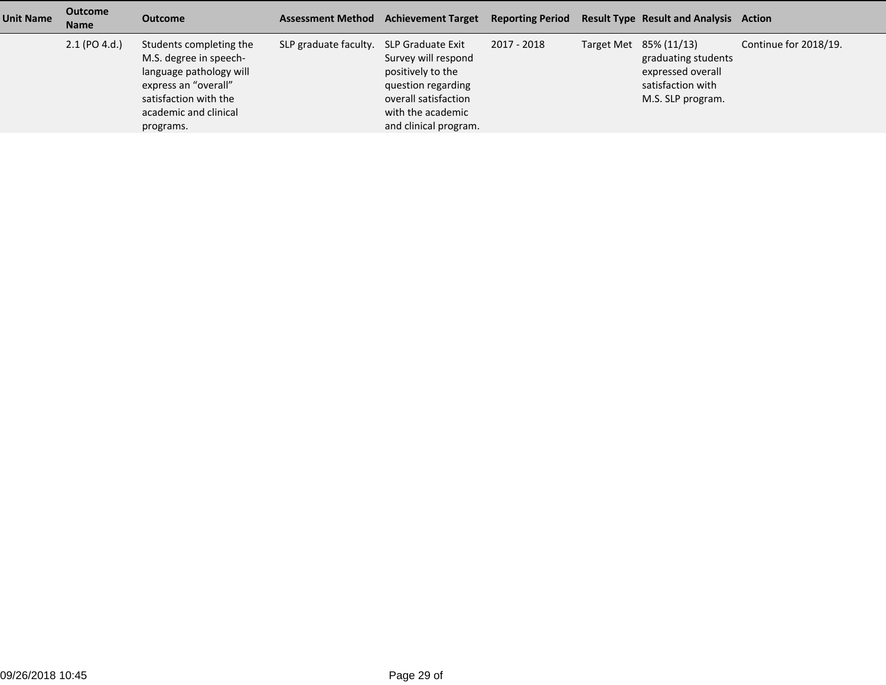| Unit Name | Outcome Name | Outcome | Assessment Method | Achievement Target | Reporting Period | Result Type | Result and Analysis | Action |
|---|---|---|---|---|---|---|---|---|
| | 2.1 (PO 4.d.) | Students completing the M.S. degree in speech-language pathology will express an "overall" satisfaction with the academic and clinical programs. | SLP graduate faculty. | SLP Graduate Exit Survey will respond positively to the question regarding overall satisfaction with the academic and clinical program. | 2017 - 2018 | Target Met | 85% (11/13) graduating students expressed overall satisfaction with M.S. SLP program. | Continue for 2018/19. |